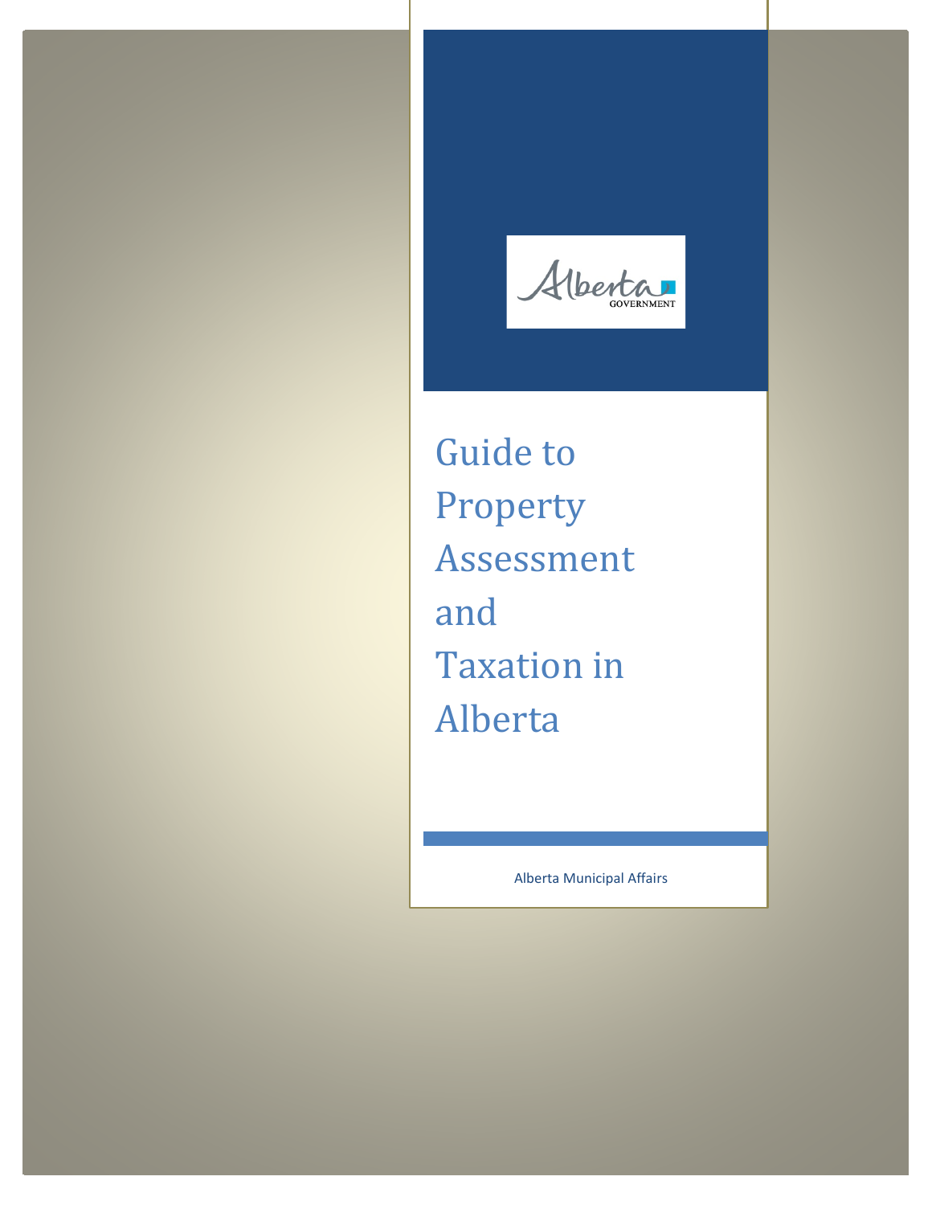Alberta Government

# Guide to Property Assessment and Taxation in Alberta

Alberta Municipal Affairs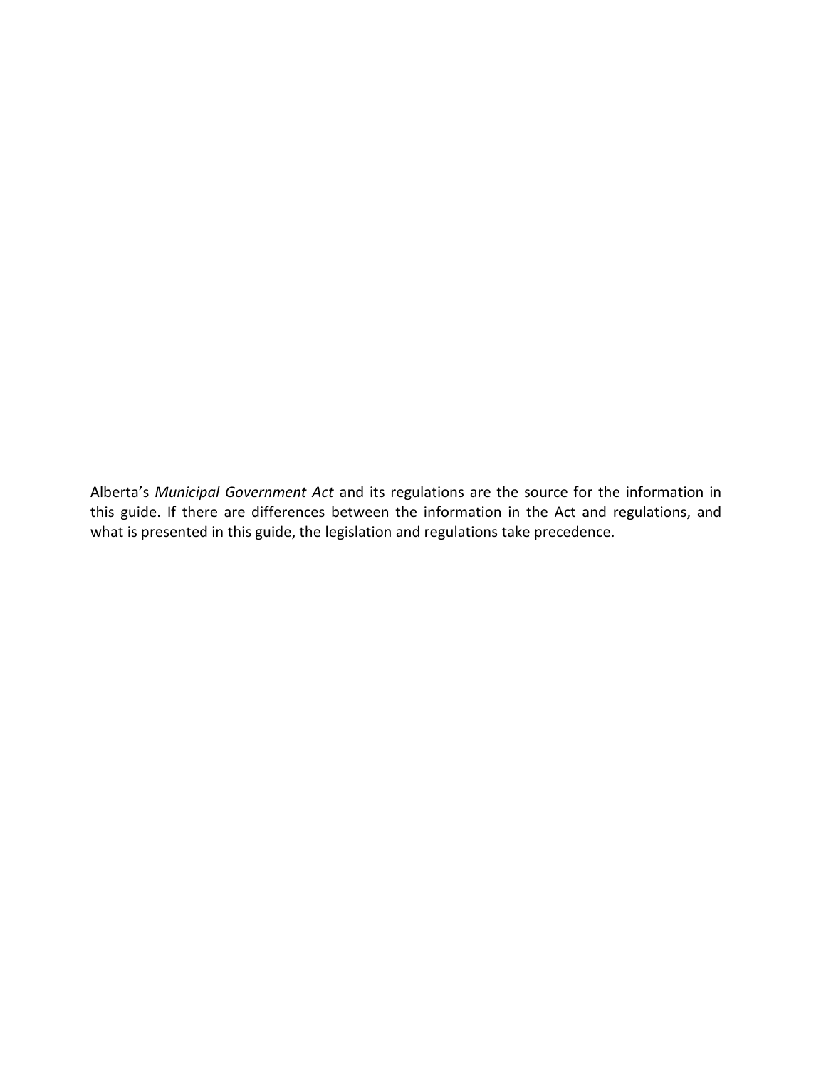Alberta's *Municipal Government Act* and its regulations are the source for the information in this guide. If there are differences between the information in the Act and regulations, and what is presented in this guide, the legislation and regulations take precedence.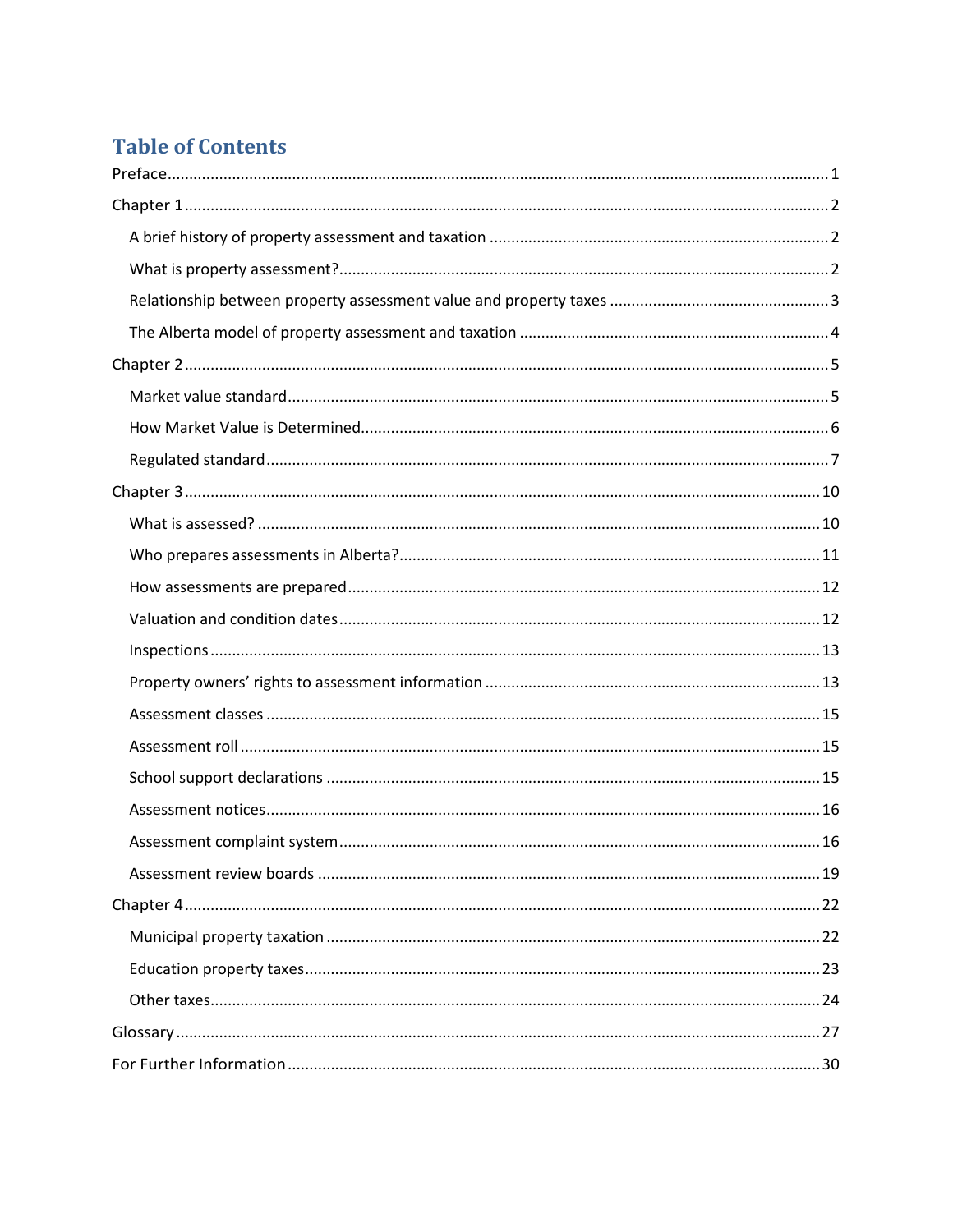# Table of Contents

Preface ........................................................................................................................................ 1

Chapter 1 .................................................................................................................................... 2

- A brief history of property assessment and taxation ............................................................... 2
- What is property assessment? .................................................................................................. 2
- Relationship between property assessment value and property taxes .................................... 3
- The Alberta model of property assessment and taxation ........................................................ 4

Chapter 2 .................................................................................................................................... 5

- Market value standard ............................................................................................................. 5
- How Market Value is Determined ............................................................................................ 6
- Regulated standard .................................................................................................................. 7

Chapter 3 .................................................................................................................................. 10

- What is assessed? .................................................................................................................. 10
- Who prepares assessments in Alberta? ................................................................................. 11
- How assessments are prepared ............................................................................................. 12
- Valuation and condition dates ............................................................................................... 12
- Inspections ............................................................................................................................. 13
- Property owners' rights to assessment information .............................................................. 13
- Assessment classes ............................................................................................................... 15
- Assessment roll ...................................................................................................................... 15
- School support declarations .................................................................................................. 15
- Assessment notices ................................................................................................................ 16
- Assessment complaint system ............................................................................................... 16
- Assessment review boards .................................................................................................... 19

Chapter 4 .................................................................................................................................. 22

- Municipal property taxation .................................................................................................. 22
- Education property taxes ....................................................................................................... 23
- Other taxes ............................................................................................................................. 24

Glossary .................................................................................................................................... 27

For Further Information ........................................................................................................... 30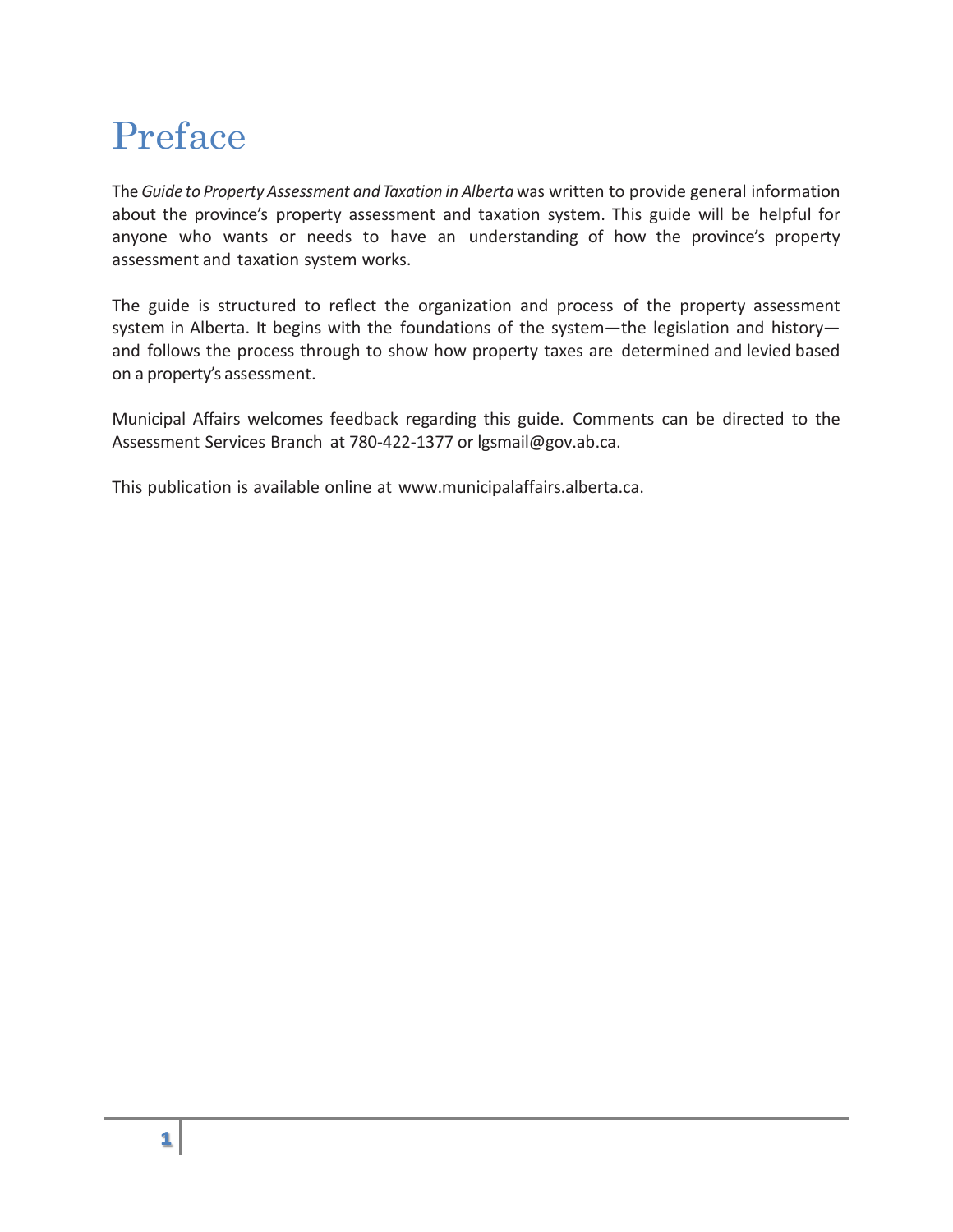# Preface

The *Guide to Property Assessment and Taxation in Alberta* was written to provide general information about the province's property assessment and taxation system. This guide will be helpful for anyone who wants or needs to have an understanding of how the province's property assessment and taxation system works.

The guide is structured to reflect the organization and process of the property assessment system in Alberta. It begins with the foundations of the system—the legislation and history—and follows the process through to show how property taxes are determined and levied based on a property's assessment.

Municipal Affairs welcomes feedback regarding this guide. Comments can be directed to the Assessment Services Branch at 780-422-1377 or lgsmail@gov.ab.ca.

This publication is available online at www.municipalaffairs.alberta.ca.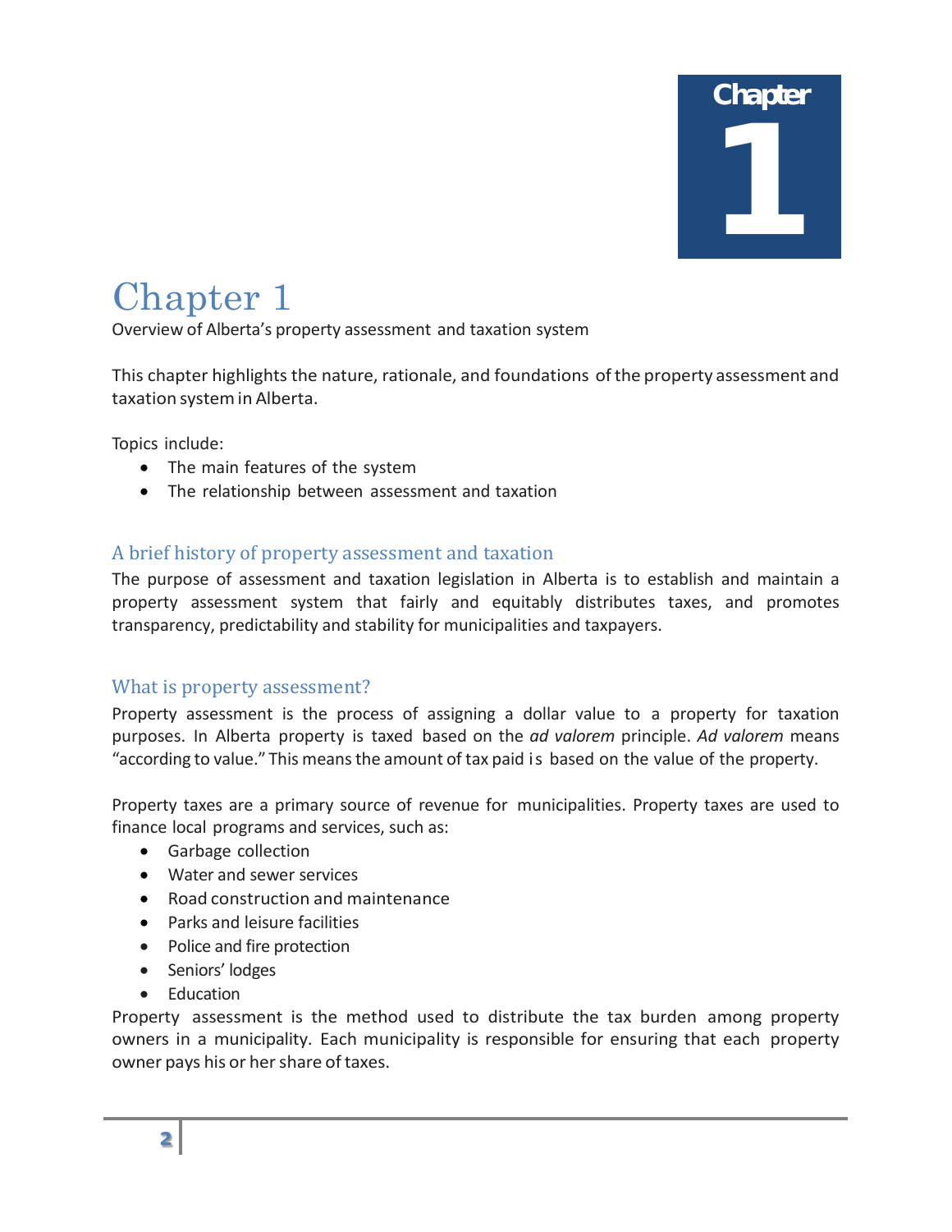# Chapter 1

Overview of Alberta's property assessment and taxation system

This chapter highlights the nature, rationale, and foundations of the property assessment and taxation system in Alberta.

Topics include:

- The main features of the system
- The relationship between assessment and taxation

## A brief history of property assessment and taxation

The purpose of assessment and taxation legislation in Alberta is to establish and maintain a property assessment system that fairly and equitably distributes taxes, and promotes transparency, predictability and stability for municipalities and taxpayers.

## What is property assessment?

Property assessment is the process of assigning a dollar value to a property for taxation purposes. In Alberta property is taxed based on the *ad valorem* principle. *Ad valorem* means "according to value." This means the amount of tax paid is based on the value of the property.

Property taxes are a primary source of revenue for municipalities. Property taxes are used to finance local programs and services, such as:

- Garbage collection
- Water and sewer services
- Road construction and maintenance
- Parks and leisure facilities
- Police and fire protection
- Seniors' lodges
- Education

Property assessment is the method used to distribute the tax burden among property owners in a municipality. Each municipality is responsible for ensuring that each property owner pays his or her share of taxes.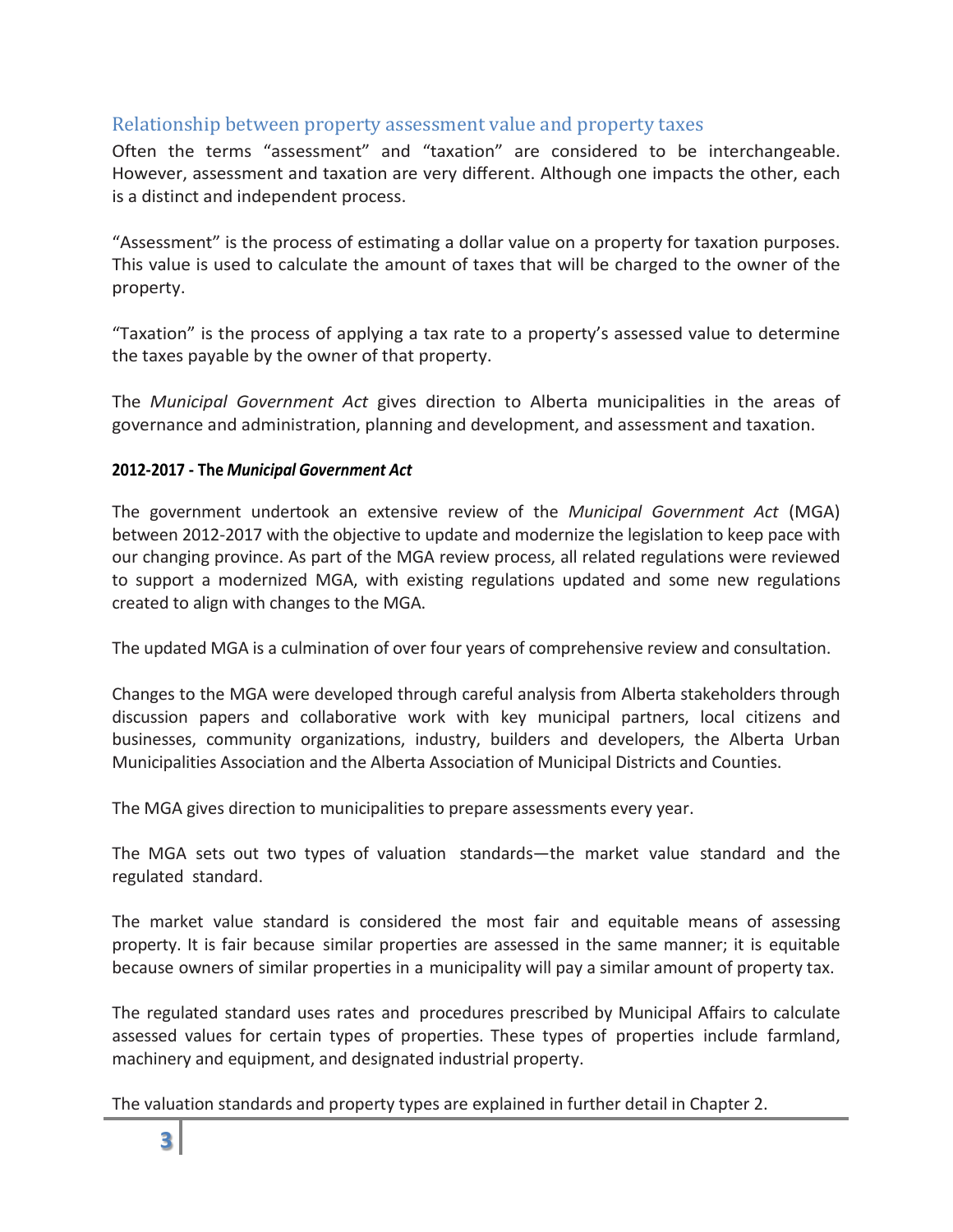## Relationship between property assessment value and property taxes

Often the terms “assessment” and “taxation” are considered to be interchangeable. However, assessment and taxation are very different. Although one impacts the other, each is a distinct and independent process.

“Assessment” is the process of estimating a dollar value on a property for taxation purposes. This value is used to calculate the amount of taxes that will be charged to the owner of the property.

“Taxation” is the process of applying a tax rate to a property’s assessed value to determine the taxes payable by the owner of that property.

The *Municipal Government Act* gives direction to Alberta municipalities in the areas of governance and administration, planning and development, and assessment and taxation.

### 2012-2017 - The *Municipal Government Act*

The government undertook an extensive review of the *Municipal Government Act* (MGA) between 2012-2017 with the objective to update and modernize the legislation to keep pace with our changing province. As part of the MGA review process, all related regulations were reviewed to support a modernized MGA, with existing regulations updated and some new regulations created to align with changes to the MGA.

The updated MGA is a culmination of over four years of comprehensive review and consultation.

Changes to the MGA were developed through careful analysis from Alberta stakeholders through discussion papers and collaborative work with key municipal partners, local citizens and businesses, community organizations, industry, builders and developers, the Alberta Urban Municipalities Association and the Alberta Association of Municipal Districts and Counties.

The MGA gives direction to municipalities to prepare assessments every year.

The MGA sets out two types of valuation standards—the market value standard and the regulated standard.

The market value standard is considered the most fair and equitable means of assessing property. It is fair because similar properties are assessed in the same manner; it is equitable because owners of similar properties in a municipality will pay a similar amount of property tax.

The regulated standard uses rates and procedures prescribed by Municipal Affairs to calculate assessed values for certain types of properties. These types of properties include farmland, machinery and equipment, and designated industrial property.

The valuation standards and property types are explained in further detail in Chapter 2.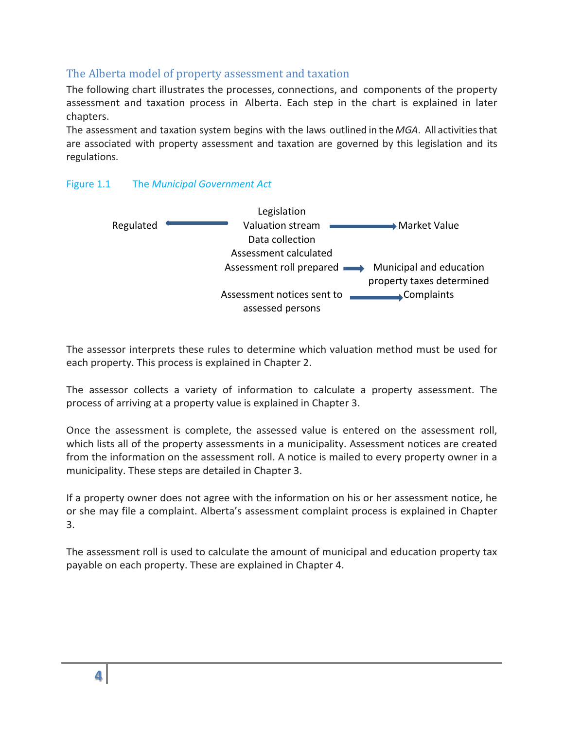## The Alberta model of property assessment and taxation

The following chart illustrates the processes, connections, and components of the property assessment and taxation process in Alberta. Each step in the chart is explained in later chapters.

The assessment and taxation system begins with the laws outlined in the *MGA*. All activities that are associated with property assessment and taxation are governed by this legislation and its regulations.

Figure 1.1 The *Municipal Government Act*

Legislation

Regulated ← Valuation stream → Market Value

Data collection

Assessment calculated

Assessment roll prepared → Municipal and education property taxes determined

Assessment notices sent to assessed persons → Complaints

The assessor interprets these rules to determine which valuation method must be used for each property. This process is explained in Chapter 2.

The assessor collects a variety of information to calculate a property assessment. The process of arriving at a property value is explained in Chapter 3.

Once the assessment is complete, the assessed value is entered on the assessment roll, which lists all of the property assessments in a municipality. Assessment notices are created from the information on the assessment roll. A notice is mailed to every property owner in a municipality. These steps are detailed in Chapter 3.

If a property owner does not agree with the information on his or her assessment notice, he or she may file a complaint. Alberta's assessment complaint process is explained in Chapter 3.

The assessment roll is used to calculate the amount of municipal and education property tax payable on each property. These are explained in Chapter 4.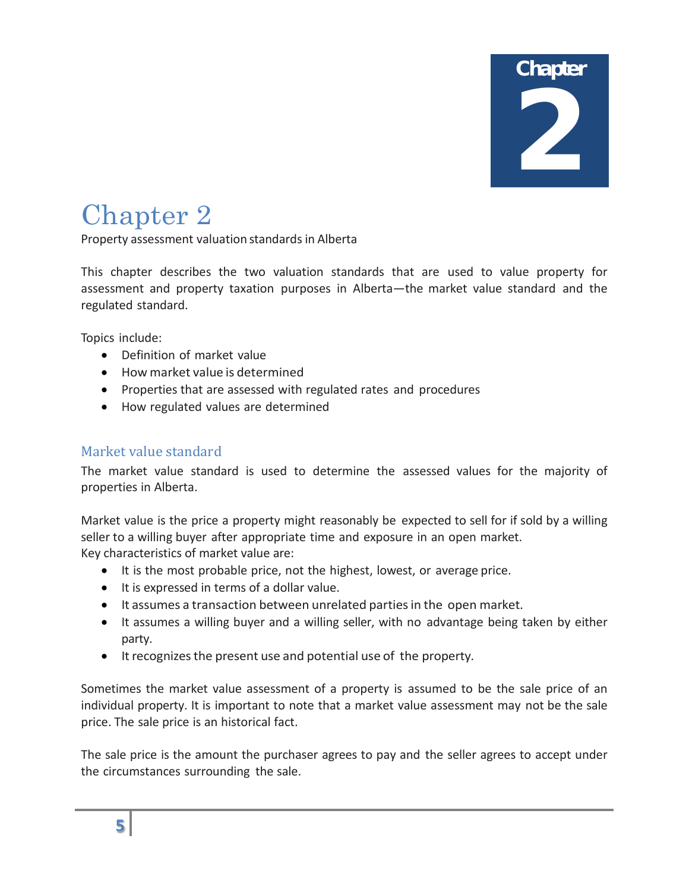# Chapter 2

Property assessment valuation standards in Alberta

This chapter describes the two valuation standards that are used to value property for assessment and property taxation purposes in Alberta—the market value standard and the regulated standard.

Topics include:

- Definition of market value
- How market value is determined
- Properties that are assessed with regulated rates and procedures
- How regulated values are determined

## Market value standard

The market value standard is used to determine the assessed values for the majority of properties in Alberta.

Market value is the price a property might reasonably be expected to sell for if sold by a willing seller to a willing buyer after appropriate time and exposure in an open market.
Key characteristics of market value are:

- It is the most probable price, not the highest, lowest, or average price.
- It is expressed in terms of a dollar value.
- It assumes a transaction between unrelated parties in the open market.
- It assumes a willing buyer and a willing seller, with no advantage being taken by either party.
- It recognizes the present use and potential use of the property.

Sometimes the market value assessment of a property is assumed to be the sale price of an individual property. It is important to note that a market value assessment may not be the sale price. The sale price is an historical fact.

The sale price is the amount the purchaser agrees to pay and the seller agrees to accept under the circumstances surrounding the sale.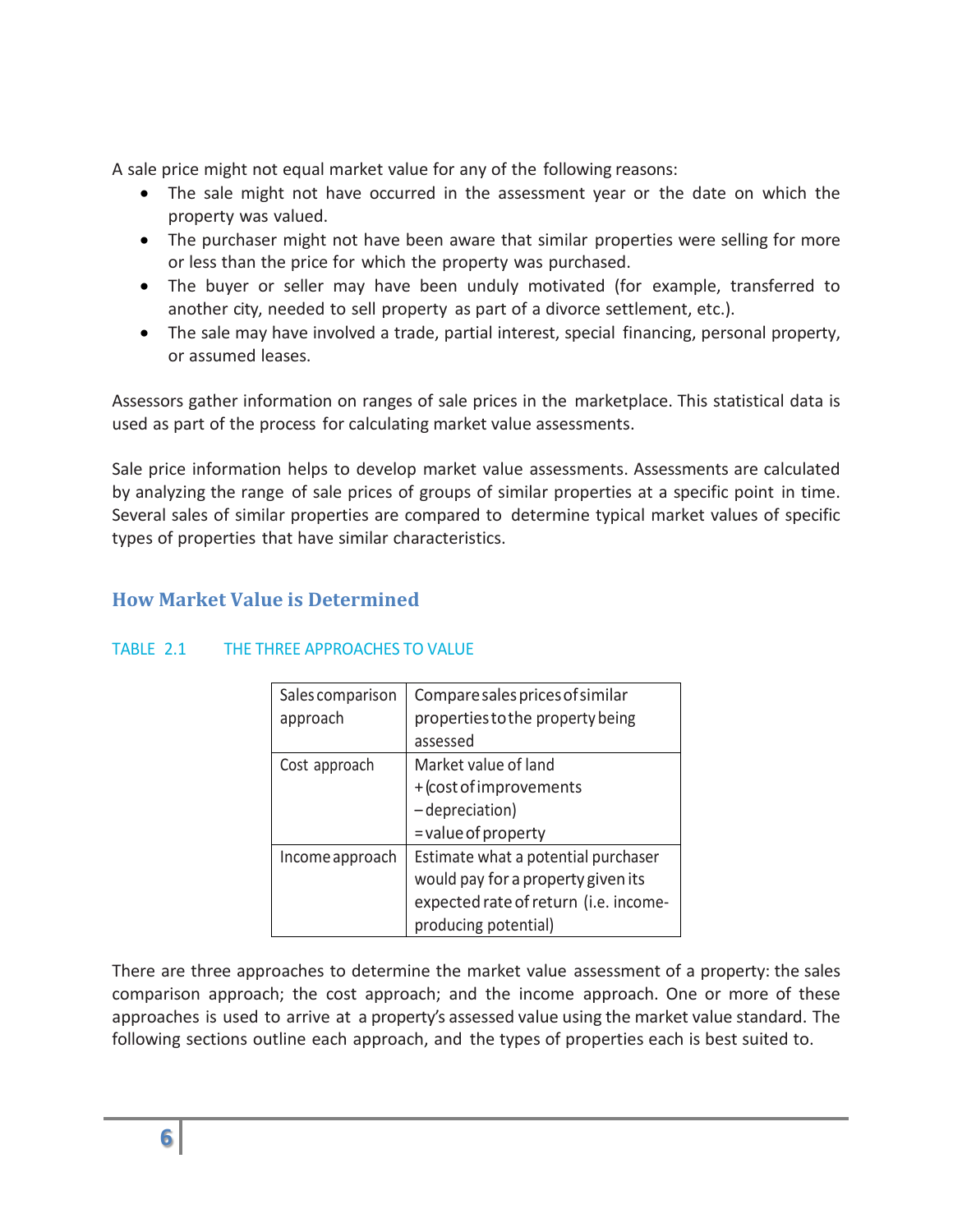A sale price might not equal market value for any of the following reasons:

- The sale might not have occurred in the assessment year or the date on which the property was valued.
- The purchaser might not have been aware that similar properties were selling for more or less than the price for which the property was purchased.
- The buyer or seller may have been unduly motivated (for example, transferred to another city, needed to sell property as part of a divorce settlement, etc.).
- The sale may have involved a trade, partial interest, special financing, personal property, or assumed leases.

Assessors gather information on ranges of sale prices in the marketplace. This statistical data is used as part of the process for calculating market value assessments.

Sale price information helps to develop market value assessments. Assessments are calculated by analyzing the range of sale prices of groups of similar properties at a specific point in time. Several sales of similar properties are compared to determine typical market values of specific types of properties that have similar characteristics.

## How Market Value is Determined

TABLE 2.1 THE THREE APPROACHES TO VALUE

| | |
|---|---|
| Sales comparison approach | Compare sales prices of similar properties to the property being assessed |
| Cost approach | Market value of land<br>+ (cost of improvements<br>– depreciation)<br>= value of property |
| Income approach | Estimate what a potential purchaser would pay for a property given its expected rate of return (i.e. income-producing potential) |

There are three approaches to determine the market value assessment of a property: the sales comparison approach; the cost approach; and the income approach. One or more of these approaches is used to arrive at a property's assessed value using the market value standard. The following sections outline each approach, and the types of properties each is best suited to.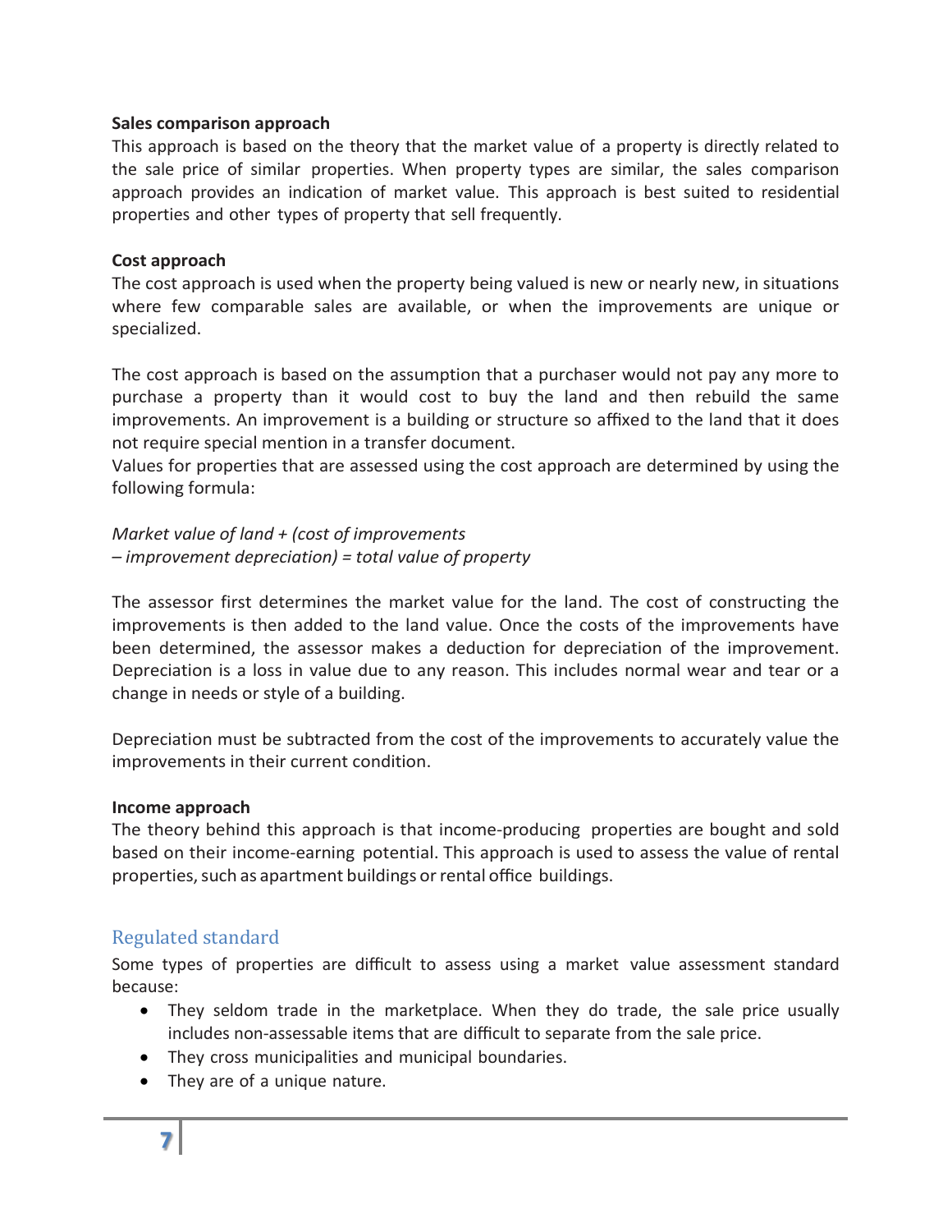**Sales comparison approach**

This approach is based on the theory that the market value of a property is directly related to the sale price of similar properties. When property types are similar, the sales comparison approach provides an indication of market value. This approach is best suited to residential properties and other types of property that sell frequently.

**Cost approach**

The cost approach is used when the property being valued is new or nearly new, in situations where few comparable sales are available, or when the improvements are unique or specialized.

The cost approach is based on the assumption that a purchaser would not pay any more to purchase a property than it would cost to buy the land and then rebuild the same improvements. An improvement is a building or structure so affixed to the land that it does not require special mention in a transfer document.

Values for properties that are assessed using the cost approach are determined by using the following formula:

*Market value of land + (cost of improvements – improvement depreciation) = total value of property*

The assessor first determines the market value for the land. The cost of constructing the improvements is then added to the land value. Once the costs of the improvements have been determined, the assessor makes a deduction for depreciation of the improvement. Depreciation is a loss in value due to any reason. This includes normal wear and tear or a change in needs or style of a building.

Depreciation must be subtracted from the cost of the improvements to accurately value the improvements in their current condition.

**Income approach**

The theory behind this approach is that income-producing properties are bought and sold based on their income-earning potential. This approach is used to assess the value of rental properties, such as apartment buildings or rental office buildings.

## Regulated standard

Some types of properties are difficult to assess using a market value assessment standard because:

- They seldom trade in the marketplace. When they do trade, the sale price usually includes non-assessable items that are difficult to separate from the sale price.
- They cross municipalities and municipal boundaries.
- They are of a unique nature.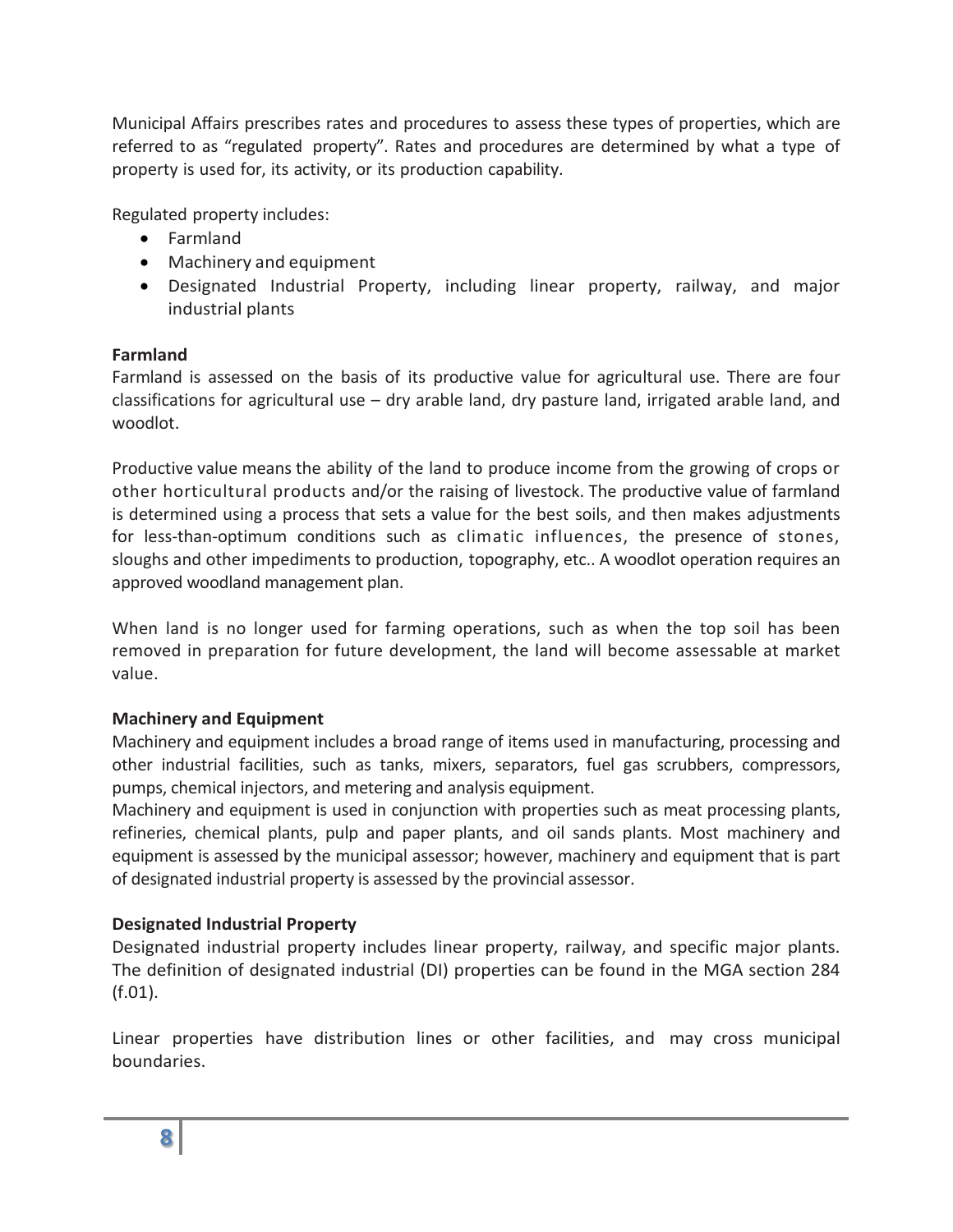Municipal Affairs prescribes rates and procedures to assess these types of properties, which are referred to as "regulated property". Rates and procedures are determined by what a type of property is used for, its activity, or its production capability.

Regulated property includes:

- Farmland
- Machinery and equipment
- Designated Industrial Property, including linear property, railway, and major industrial plants

**Farmland**

Farmland is assessed on the basis of its productive value for agricultural use. There are four classifications for agricultural use – dry arable land, dry pasture land, irrigated arable land, and woodlot.

Productive value means the ability of the land to produce income from the growing of crops or other horticultural products and/or the raising of livestock. The productive value of farmland is determined using a process that sets a value for the best soils, and then makes adjustments for less-than-optimum conditions such as climatic influences, the presence of stones, sloughs and other impediments to production, topography, etc.. A woodlot operation requires an approved woodland management plan.

When land is no longer used for farming operations, such as when the top soil has been removed in preparation for future development, the land will become assessable at market value.

**Machinery and Equipment**

Machinery and equipment includes a broad range of items used in manufacturing, processing and other industrial facilities, such as tanks, mixers, separators, fuel gas scrubbers, compressors, pumps, chemical injectors, and metering and analysis equipment.

Machinery and equipment is used in conjunction with properties such as meat processing plants, refineries, chemical plants, pulp and paper plants, and oil sands plants. Most machinery and equipment is assessed by the municipal assessor; however, machinery and equipment that is part of designated industrial property is assessed by the provincial assessor.

**Designated Industrial Property**

Designated industrial property includes linear property, railway, and specific major plants. The definition of designated industrial (DI) properties can be found in the MGA section 284 (f.01).

Linear properties have distribution lines or other facilities, and may cross municipal boundaries.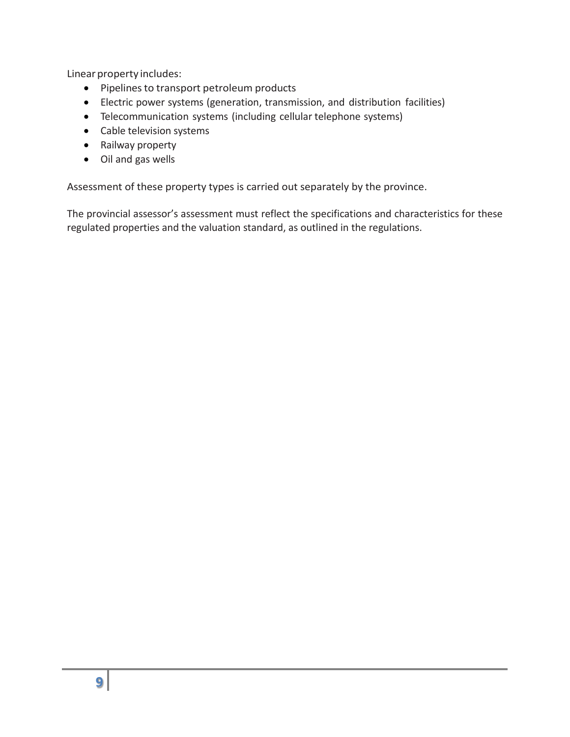Linear property includes:

- Pipelines to transport petroleum products
- Electric power systems (generation, transmission, and distribution facilities)
- Telecommunication systems (including cellular telephone systems)
- Cable television systems
- Railway property
- Oil and gas wells

Assessment of these property types is carried out separately by the province.

The provincial assessor's assessment must reflect the specifications and characteristics for these regulated properties and the valuation standard, as outlined in the regulations.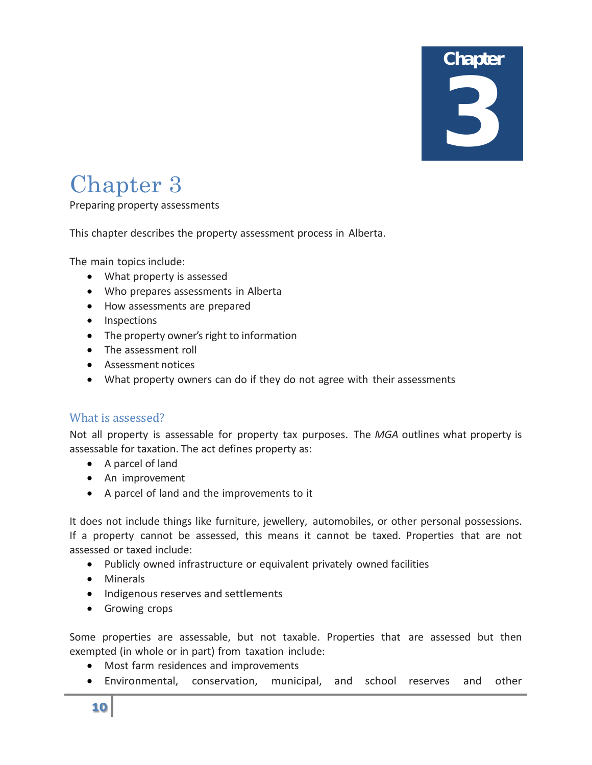# Chapter 3

Preparing property assessments

This chapter describes the property assessment process in Alberta.

The main topics include:

- What property is assessed
- Who prepares assessments in Alberta
- How assessments are prepared
- Inspections
- The property owner's right to information
- The assessment roll
- Assessment notices
- What property owners can do if they do not agree with their assessments

## What is assessed?

Not all property is assessable for property tax purposes. The *MGA* outlines what property is assessable for taxation. The act defines property as:

- A parcel of land
- An improvement
- A parcel of land and the improvements to it

It does not include things like furniture, jewellery, automobiles, or other personal possessions. If a property cannot be assessed, this means it cannot be taxed. Properties that are not assessed or taxed include:

- Publicly owned infrastructure or equivalent privately owned facilities
- Minerals
- Indigenous reserves and settlements
- Growing crops

Some properties are assessable, but not taxable. Properties that are assessed but then exempted (in whole or in part) from taxation include:

- Most farm residences and improvements
- Environmental, conservation, municipal, and school reserves and other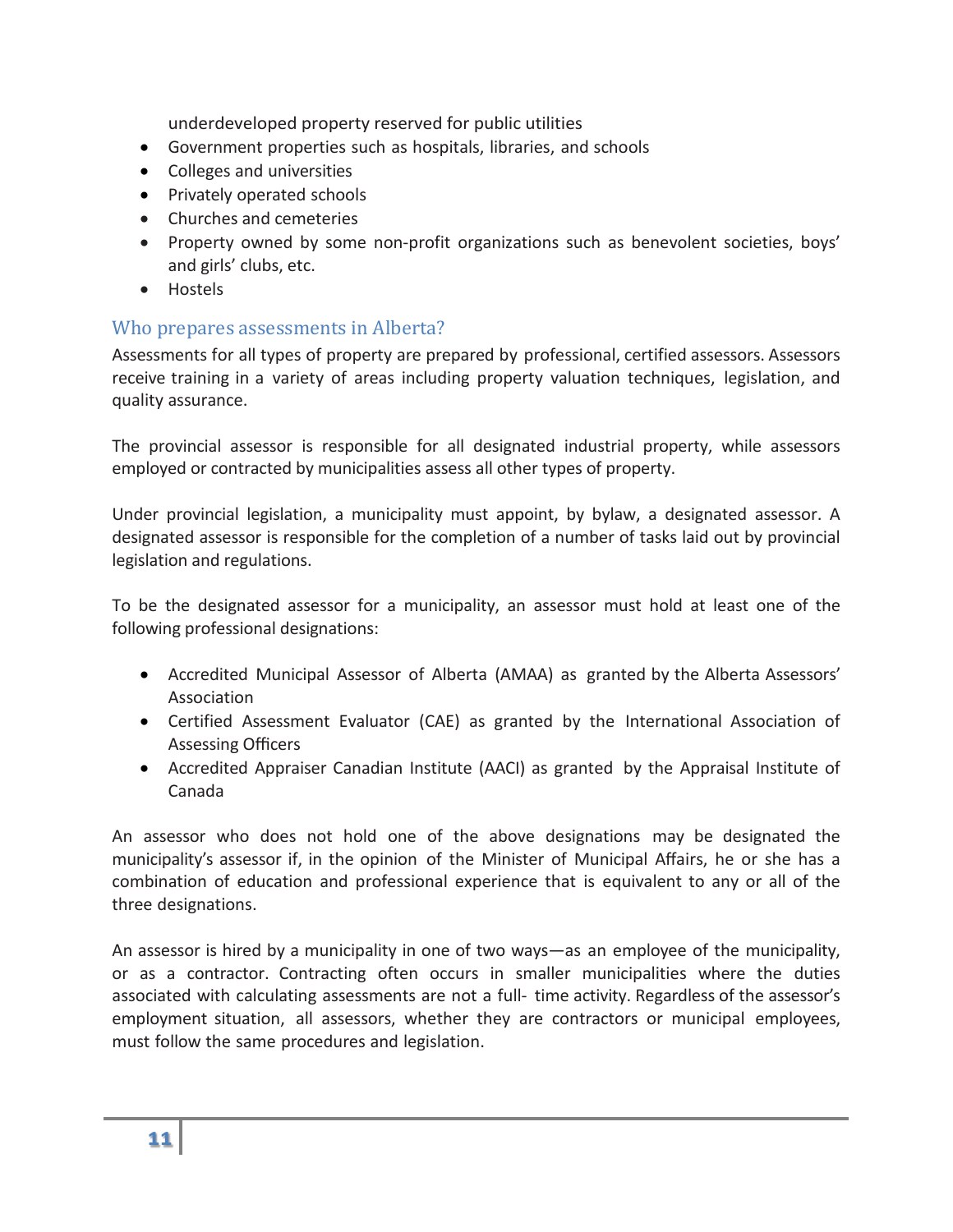underdeveloped property reserved for public utilities

- Government properties such as hospitals, libraries, and schools
- Colleges and universities
- Privately operated schools
- Churches and cemeteries
- Property owned by some non-profit organizations such as benevolent societies, boys' and girls' clubs, etc.
- Hostels

## Who prepares assessments in Alberta?

Assessments for all types of property are prepared by professional, certified assessors. Assessors receive training in a variety of areas including property valuation techniques, legislation, and quality assurance.

The provincial assessor is responsible for all designated industrial property, while assessors employed or contracted by municipalities assess all other types of property.

Under provincial legislation, a municipality must appoint, by bylaw, a designated assessor. A designated assessor is responsible for the completion of a number of tasks laid out by provincial legislation and regulations.

To be the designated assessor for a municipality, an assessor must hold at least one of the following professional designations:

- Accredited Municipal Assessor of Alberta (AMAA) as granted by the Alberta Assessors' Association
- Certified Assessment Evaluator (CAE) as granted by the International Association of Assessing Officers
- Accredited Appraiser Canadian Institute (AACI) as granted by the Appraisal Institute of Canada

An assessor who does not hold one of the above designations may be designated the municipality's assessor if, in the opinion of the Minister of Municipal Affairs, he or she has a combination of education and professional experience that is equivalent to any or all of the three designations.

An assessor is hired by a municipality in one of two ways—as an employee of the municipality, or as a contractor. Contracting often occurs in smaller municipalities where the duties associated with calculating assessments are not a full- time activity. Regardless of the assessor's employment situation, all assessors, whether they are contractors or municipal employees, must follow the same procedures and legislation.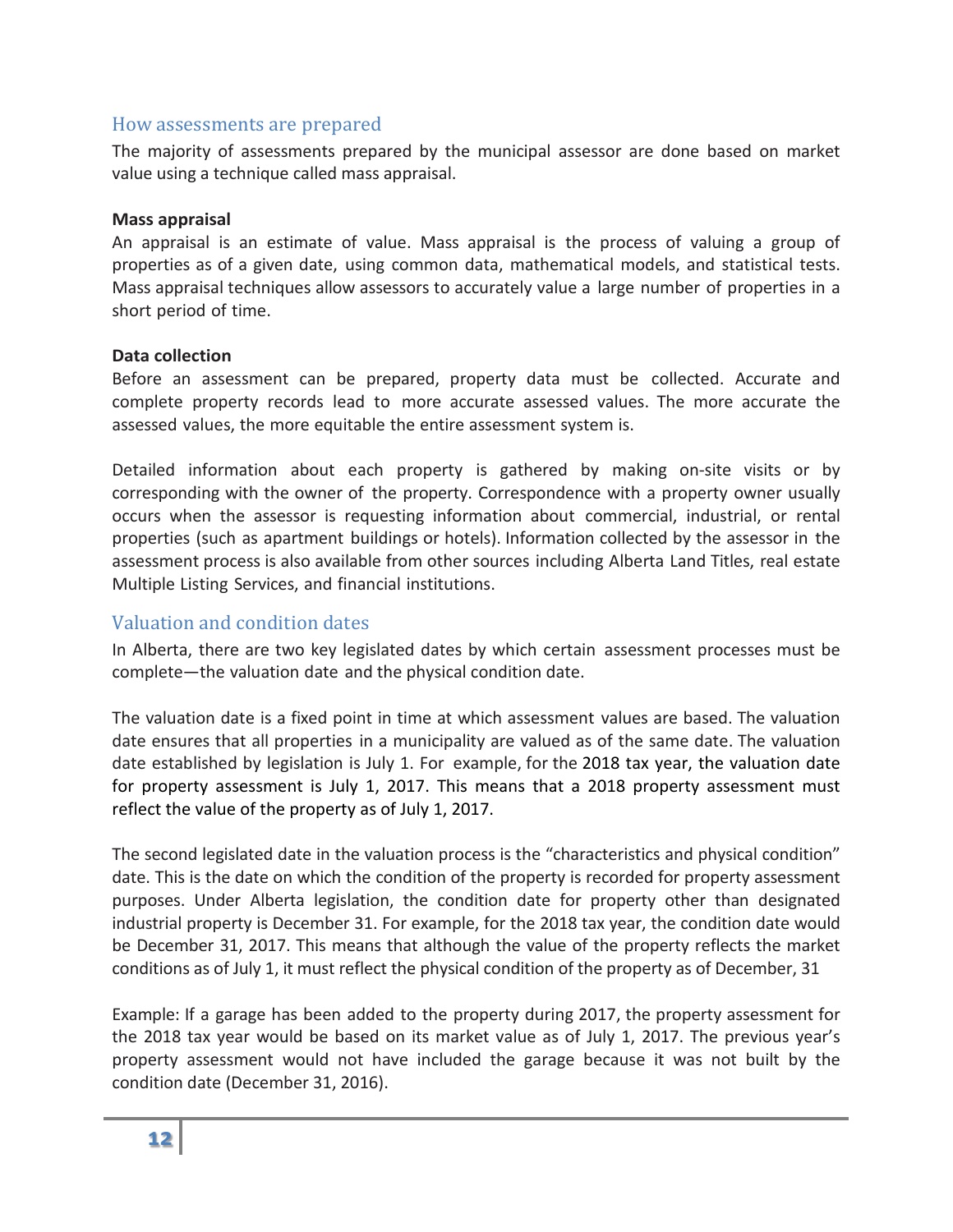## How assessments are prepared

The majority of assessments prepared by the municipal assessor are done based on market value using a technique called mass appraisal.

**Mass appraisal**

An appraisal is an estimate of value. Mass appraisal is the process of valuing a group of properties as of a given date, using common data, mathematical models, and statistical tests. Mass appraisal techniques allow assessors to accurately value a large number of properties in a short period of time.

**Data collection**

Before an assessment can be prepared, property data must be collected. Accurate and complete property records lead to more accurate assessed values. The more accurate the assessed values, the more equitable the entire assessment system is.

Detailed information about each property is gathered by making on-site visits or by corresponding with the owner of the property. Correspondence with a property owner usually occurs when the assessor is requesting information about commercial, industrial, or rental properties (such as apartment buildings or hotels). Information collected by the assessor in the assessment process is also available from other sources including Alberta Land Titles, real estate Multiple Listing Services, and financial institutions.

## Valuation and condition dates

In Alberta, there are two key legislated dates by which certain assessment processes must be complete—the valuation date and the physical condition date.

The valuation date is a fixed point in time at which assessment values are based. The valuation date ensures that all properties in a municipality are valued as of the same date. The valuation date established by legislation is July 1. For example, for the 2018 tax year, the valuation date for property assessment is July 1, 2017. This means that a 2018 property assessment must reflect the value of the property as of July 1, 2017.

The second legislated date in the valuation process is the "characteristics and physical condition" date. This is the date on which the condition of the property is recorded for property assessment purposes. Under Alberta legislation, the condition date for property other than designated industrial property is December 31. For example, for the 2018 tax year, the condition date would be December 31, 2017. This means that although the value of the property reflects the market conditions as of July 1, it must reflect the physical condition of the property as of December, 31

Example: If a garage has been added to the property during 2017, the property assessment for the 2018 tax year would be based on its market value as of July 1, 2017. The previous year's property assessment would not have included the garage because it was not built by the condition date (December 31, 2016).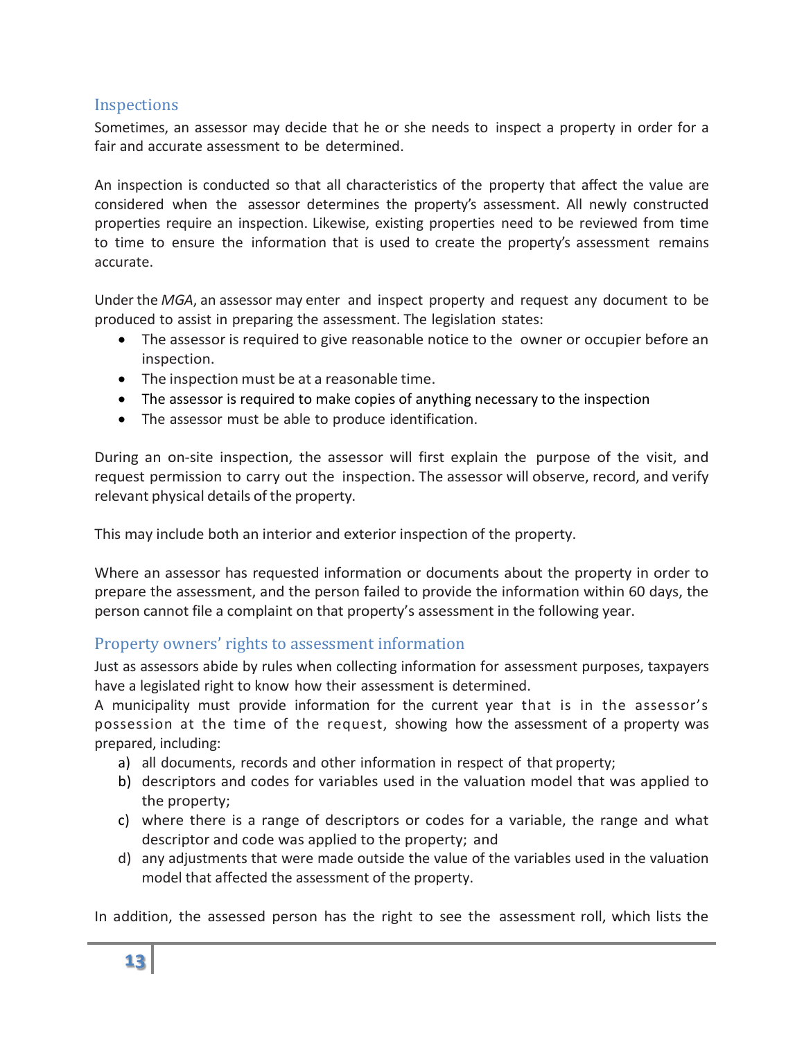## Inspections

Sometimes, an assessor may decide that he or she needs to inspect a property in order for a fair and accurate assessment to be determined.

An inspection is conducted so that all characteristics of the property that affect the value are considered when the assessor determines the property's assessment. All newly constructed properties require an inspection. Likewise, existing properties need to be reviewed from time to time to ensure the information that is used to create the property's assessment remains accurate.

Under the *MGA*, an assessor may enter and inspect property and request any document to be produced to assist in preparing the assessment. The legislation states:

- The assessor is required to give reasonable notice to the owner or occupier before an inspection.
- The inspection must be at a reasonable time.
- The assessor is required to make copies of anything necessary to the inspection
- The assessor must be able to produce identification.

During an on-site inspection, the assessor will first explain the purpose of the visit, and request permission to carry out the inspection. The assessor will observe, record, and verify relevant physical details of the property.

This may include both an interior and exterior inspection of the property.

Where an assessor has requested information or documents about the property in order to prepare the assessment, and the person failed to provide the information within 60 days, the person cannot file a complaint on that property's assessment in the following year.

## Property owners' rights to assessment information

Just as assessors abide by rules when collecting information for assessment purposes, taxpayers have a legislated right to know how their assessment is determined.

A municipality must provide information for the current year that is in the assessor's possession at the time of the request, showing how the assessment of a property was prepared, including:

a) all documents, records and other information in respect of that property;
b) descriptors and codes for variables used in the valuation model that was applied to the property;
c) where there is a range of descriptors or codes for a variable, the range and what descriptor and code was applied to the property; and
d) any adjustments that were made outside the value of the variables used in the valuation model that affected the assessment of the property.

In addition, the assessed person has the right to see the assessment roll, which lists the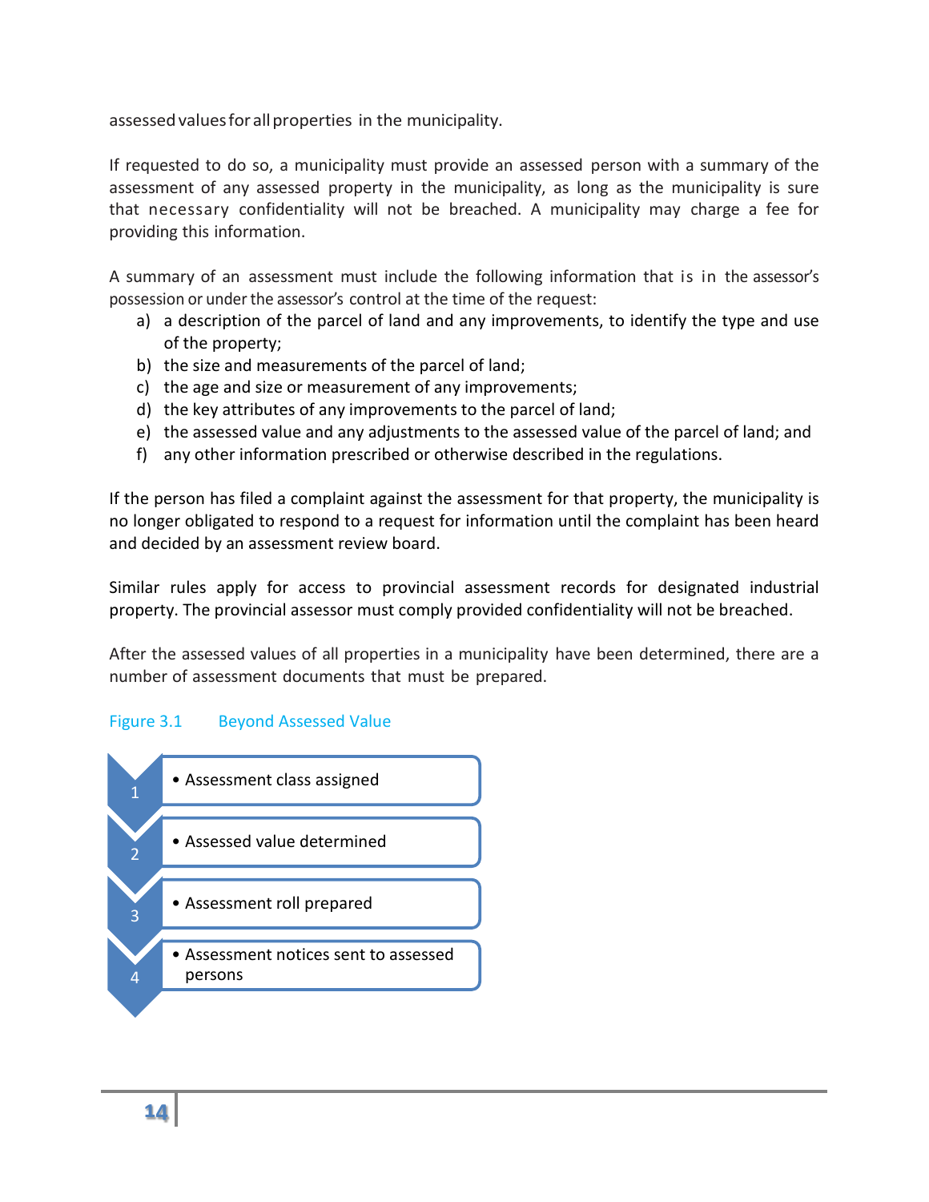assessed values for all properties in the municipality.

If requested to do so, a municipality must provide an assessed person with a summary of the assessment of any assessed property in the municipality, as long as the municipality is sure that necessary confidentiality will not be breached. A municipality may charge a fee for providing this information.

A summary of an assessment must include the following information that is in the assessor's possession or under the assessor's control at the time of the request:

a) a description of the parcel of land and any improvements, to identify the type and use of the property;
b) the size and measurements of the parcel of land;
c) the age and size or measurement of any improvements;
d) the key attributes of any improvements to the parcel of land;
e) the assessed value and any adjustments to the assessed value of the parcel of land; and
f) any other information prescribed or otherwise described in the regulations.

If the person has filed a complaint against the assessment for that property, the municipality is no longer obligated to respond to a request for information until the complaint has been heard and decided by an assessment review board.

Similar rules apply for access to provincial assessment records for designated industrial property. The provincial assessor must comply provided confidentiality will not be breached.

After the assessed values of all properties in a municipality have been determined, there are a number of assessment documents that must be prepared.

Figure 3.1 Beyond Assessed Value

1. Assessment class assigned
2. Assessed value determined
3. Assessment roll prepared
4. Assessment notices sent to assessed persons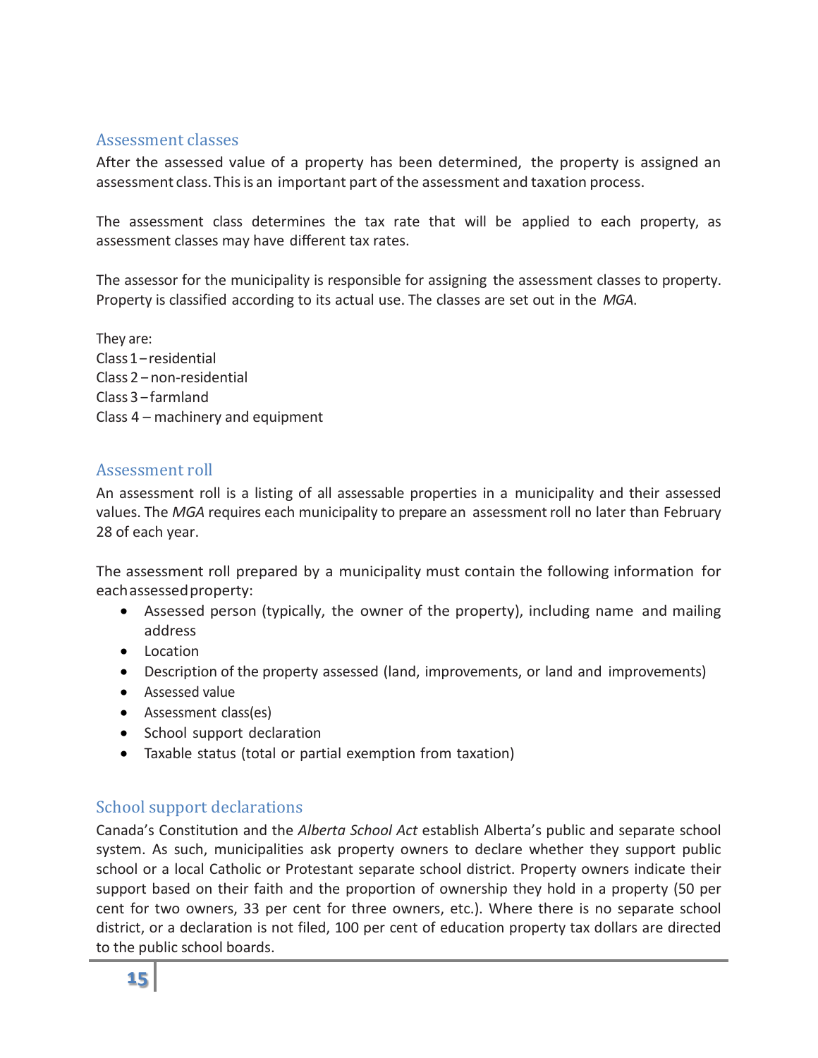## Assessment classes

After the assessed value of a property has been determined, the property is assigned an assessment class. This is an important part of the assessment and taxation process.

The assessment class determines the tax rate that will be applied to each property, as assessment classes may have different tax rates.

The assessor for the municipality is responsible for assigning the assessment classes to property. Property is classified according to its actual use. The classes are set out in the *MGA*.

They are:
Class 1 – residential
Class 2 – non-residential
Class 3 – farmland
Class 4 – machinery and equipment

## Assessment roll

An assessment roll is a listing of all assessable properties in a municipality and their assessed values. The *MGA* requires each municipality to prepare an assessment roll no later than February 28 of each year.

The assessment roll prepared by a municipality must contain the following information for each assessed property:

- Assessed person (typically, the owner of the property), including name and mailing address
- Location
- Description of the property assessed (land, improvements, or land and improvements)
- Assessed value
- Assessment class(es)
- School support declaration
- Taxable status (total or partial exemption from taxation)

## School support declarations

Canada's Constitution and the *Alberta School Act* establish Alberta's public and separate school system. As such, municipalities ask property owners to declare whether they support public school or a local Catholic or Protestant separate school district. Property owners indicate their support based on their faith and the proportion of ownership they hold in a property (50 per cent for two owners, 33 per cent for three owners, etc.). Where there is no separate school district, or a declaration is not filed, 100 per cent of education property tax dollars are directed to the public school boards.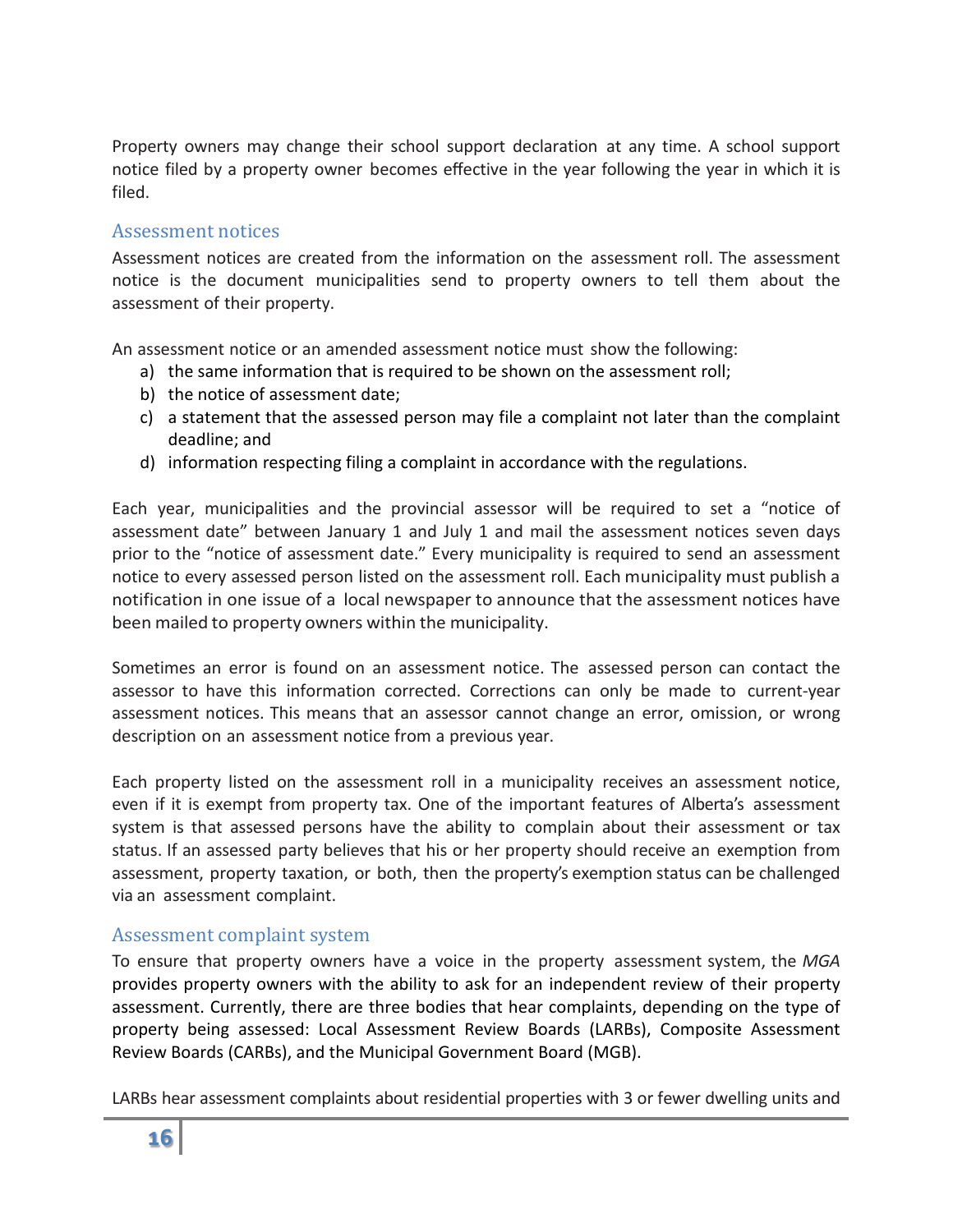Property owners may change their school support declaration at any time. A school support notice filed by a property owner becomes effective in the year following the year in which it is filed.

## Assessment notices

Assessment notices are created from the information on the assessment roll. The assessment notice is the document municipalities send to property owners to tell them about the assessment of their property.

An assessment notice or an amended assessment notice must show the following:

a) the same information that is required to be shown on the assessment roll;
b) the notice of assessment date;
c) a statement that the assessed person may file a complaint not later than the complaint deadline; and
d) information respecting filing a complaint in accordance with the regulations.

Each year, municipalities and the provincial assessor will be required to set a "notice of assessment date" between January 1 and July 1 and mail the assessment notices seven days prior to the "notice of assessment date." Every municipality is required to send an assessment notice to every assessed person listed on the assessment roll. Each municipality must publish a notification in one issue of a local newspaper to announce that the assessment notices have been mailed to property owners within the municipality.

Sometimes an error is found on an assessment notice. The assessed person can contact the assessor to have this information corrected. Corrections can only be made to current-year assessment notices. This means that an assessor cannot change an error, omission, or wrong description on an assessment notice from a previous year.

Each property listed on the assessment roll in a municipality receives an assessment notice, even if it is exempt from property tax. One of the important features of Alberta's assessment system is that assessed persons have the ability to complain about their assessment or tax status. If an assessed party believes that his or her property should receive an exemption from assessment, property taxation, or both, then the property's exemption status can be challenged via an assessment complaint.

## Assessment complaint system

To ensure that property owners have a voice in the property assessment system, the *MGA* provides property owners with the ability to ask for an independent review of their property assessment. Currently, there are three bodies that hear complaints, depending on the type of property being assessed: Local Assessment Review Boards (LARBs), Composite Assessment Review Boards (CARBs), and the Municipal Government Board (MGB).

LARBs hear assessment complaints about residential properties with 3 or fewer dwelling units and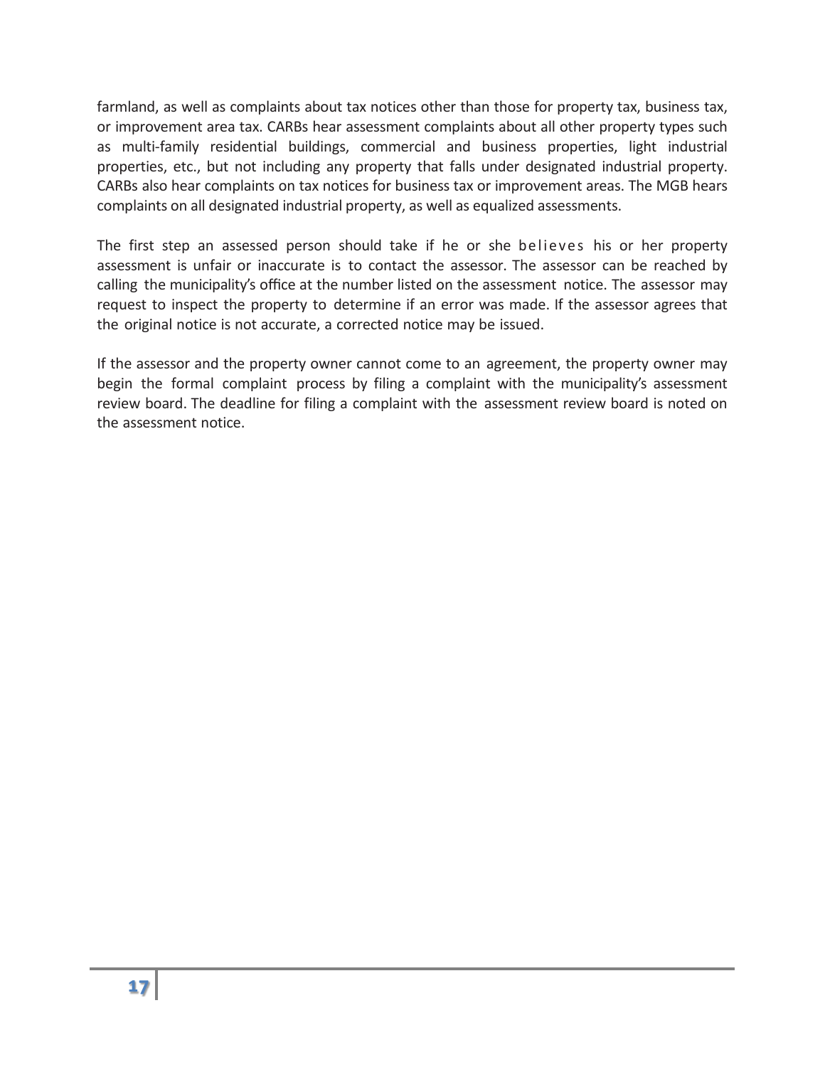farmland, as well as complaints about tax notices other than those for property tax, business tax, or improvement area tax. CARBs hear assessment complaints about all other property types such as multi-family residential buildings, commercial and business properties, light industrial properties, etc., but not including any property that falls under designated industrial property. CARBs also hear complaints on tax notices for business tax or improvement areas. The MGB hears complaints on all designated industrial property, as well as equalized assessments.

The first step an assessed person should take if he or she believes his or her property assessment is unfair or inaccurate is to contact the assessor. The assessor can be reached by calling the municipality's office at the number listed on the assessment notice. The assessor may request to inspect the property to determine if an error was made. If the assessor agrees that the original notice is not accurate, a corrected notice may be issued.

If the assessor and the property owner cannot come to an agreement, the property owner may begin the formal complaint process by filing a complaint with the municipality's assessment review board. The deadline for filing a complaint with the assessment review board is noted on the assessment notice.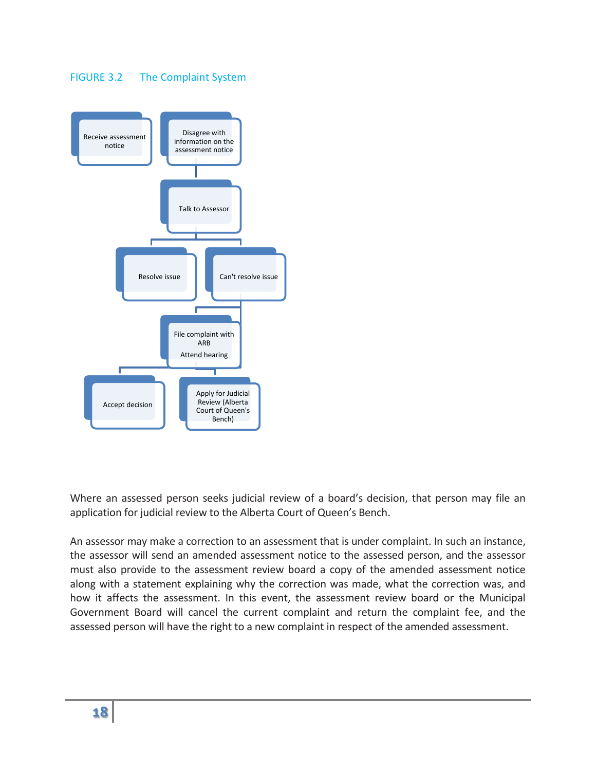FIGURE 3.2 The Complaint System

Receive assessment notice

Disagree with information on the assessment notice

Talk to Assessor

Resolve issue

Can't resolve issue

File complaint with ARB

Attend hearing

Accept decision

Apply for Judicial Review (Alberta Court of Queen's Bench)

Where an assessed person seeks judicial review of a board's decision, that person may file an application for judicial review to the Alberta Court of Queen's Bench.

An assessor may make a correction to an assessment that is under complaint. In such an instance, the assessor will send an amended assessment notice to the assessed person, and the assessor must also provide to the assessment review board a copy of the amended assessment notice along with a statement explaining why the correction was made, what the correction was, and how it affects the assessment. In this event, the assessment review board or the Municipal Government Board will cancel the current complaint and return the complaint fee, and the assessed person will have the right to a new complaint in respect of the amended assessment.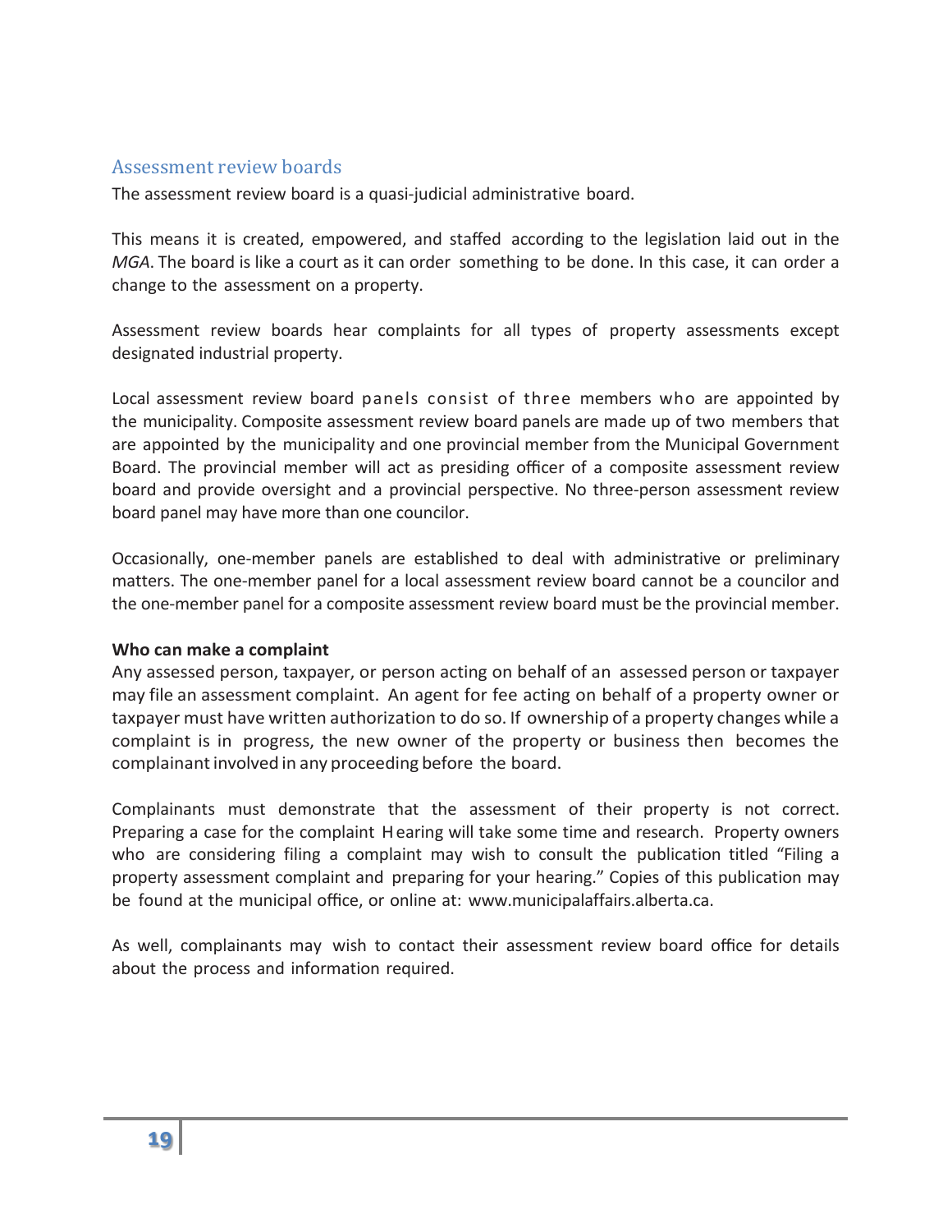## Assessment review boards

The assessment review board is a quasi-judicial administrative board.

This means it is created, empowered, and staffed according to the legislation laid out in the *MGA*. The board is like a court as it can order something to be done. In this case, it can order a change to the assessment on a property.

Assessment review boards hear complaints for all types of property assessments except designated industrial property.

Local assessment review board panels consist of three members who are appointed by the municipality. Composite assessment review board panels are made up of two members that are appointed by the municipality and one provincial member from the Municipal Government Board. The provincial member will act as presiding officer of a composite assessment review board and provide oversight and a provincial perspective. No three-person assessment review board panel may have more than one councilor.

Occasionally, one-member panels are established to deal with administrative or preliminary matters. The one-member panel for a local assessment review board cannot be a councilor and the one-member panel for a composite assessment review board must be the provincial member.

**Who can make a complaint**

Any assessed person, taxpayer, or person acting on behalf of an assessed person or taxpayer may file an assessment complaint. An agent for fee acting on behalf of a property owner or taxpayer must have written authorization to do so. If ownership of a property changes while a complaint is in progress, the new owner of the property or business then becomes the complainant involved in any proceeding before the board.

Complainants must demonstrate that the assessment of their property is not correct. Preparing a case for the complaint Hearing will take some time and research. Property owners who are considering filing a complaint may wish to consult the publication titled "Filing a property assessment complaint and preparing for your hearing." Copies of this publication may be found at the municipal office, or online at: www.municipalaffairs.alberta.ca.

As well, complainants may wish to contact their assessment review board office for details about the process and information required.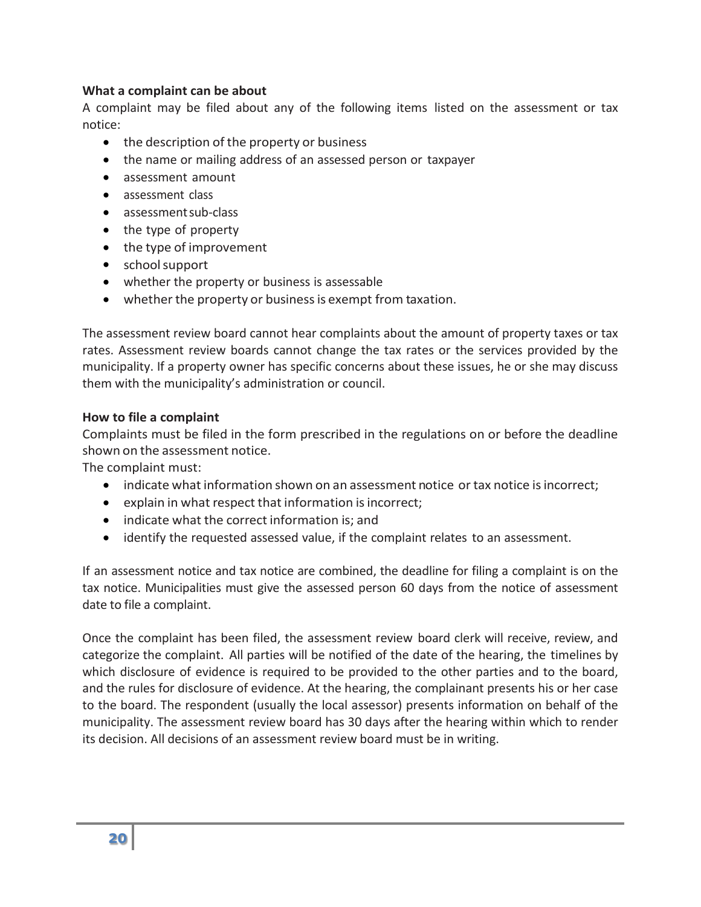**What a complaint can be about**

A complaint may be filed about any of the following items listed on the assessment or tax notice:

- the description of the property or business
- the name or mailing address of an assessed person or taxpayer
- assessment amount
- assessment class
- assessment sub-class
- the type of property
- the type of improvement
- school support
- whether the property or business is assessable
- whether the property or business is exempt from taxation.

The assessment review board cannot hear complaints about the amount of property taxes or tax rates. Assessment review boards cannot change the tax rates or the services provided by the municipality. If a property owner has specific concerns about these issues, he or she may discuss them with the municipality's administration or council.

**How to file a complaint**

Complaints must be filed in the form prescribed in the regulations on or before the deadline shown on the assessment notice.

The complaint must:

- indicate what information shown on an assessment notice or tax notice is incorrect;
- explain in what respect that information is incorrect;
- indicate what the correct information is; and
- identify the requested assessed value, if the complaint relates to an assessment.

If an assessment notice and tax notice are combined, the deadline for filing a complaint is on the tax notice. Municipalities must give the assessed person 60 days from the notice of assessment date to file a complaint.

Once the complaint has been filed, the assessment review board clerk will receive, review, and categorize the complaint. All parties will be notified of the date of the hearing, the timelines by which disclosure of evidence is required to be provided to the other parties and to the board, and the rules for disclosure of evidence. At the hearing, the complainant presents his or her case to the board. The respondent (usually the local assessor) presents information on behalf of the municipality. The assessment review board has 30 days after the hearing within which to render its decision. All decisions of an assessment review board must be in writing.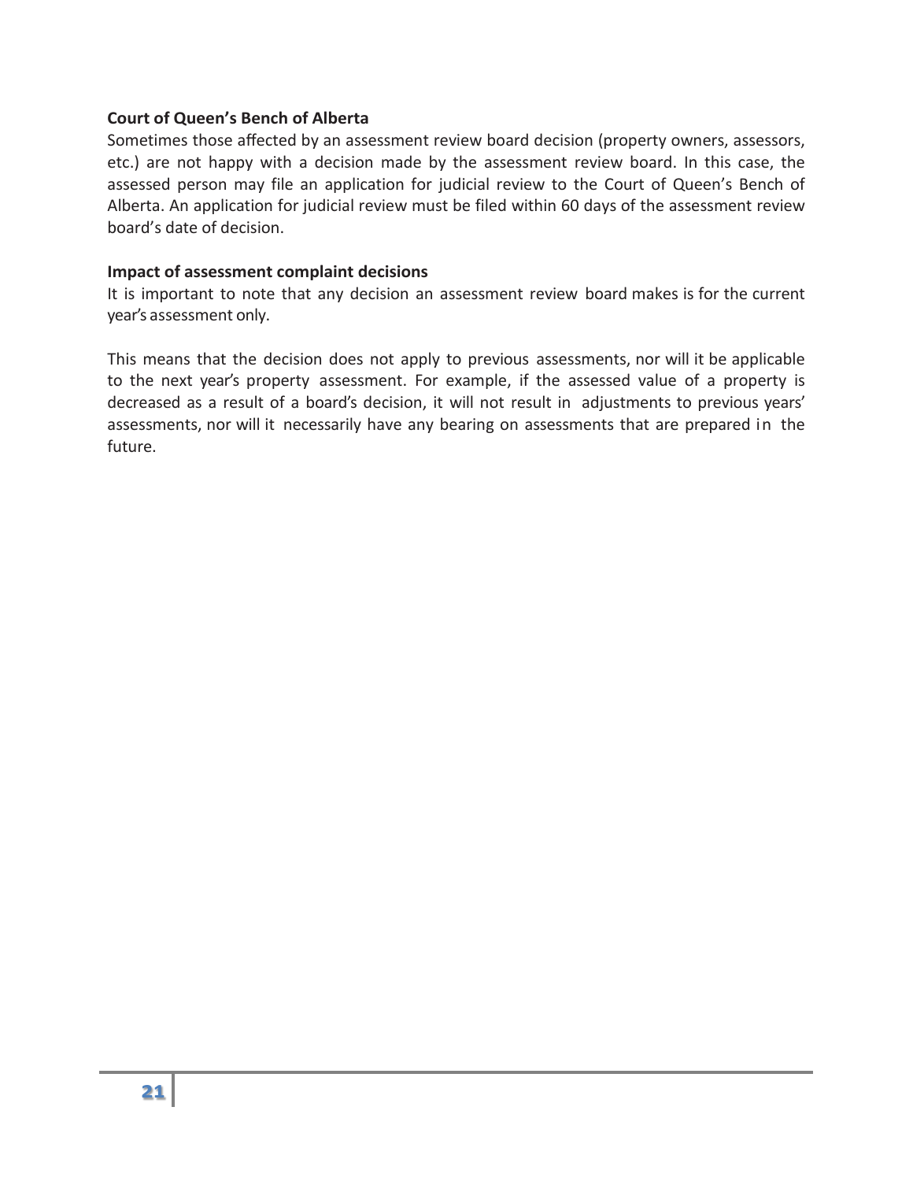**Court of Queen's Bench of Alberta**

Sometimes those affected by an assessment review board decision (property owners, assessors, etc.) are not happy with a decision made by the assessment review board. In this case, the assessed person may file an application for judicial review to the Court of Queen's Bench of Alberta. An application for judicial review must be filed within 60 days of the assessment review board's date of decision.

**Impact of assessment complaint decisions**

It is important to note that any decision an assessment review board makes is for the current year's assessment only.

This means that the decision does not apply to previous assessments, nor will it be applicable to the next year's property assessment. For example, if the assessed value of a property is decreased as a result of a board's decision, it will not result in adjustments to previous years' assessments, nor will it necessarily have any bearing on assessments that are prepared in the future.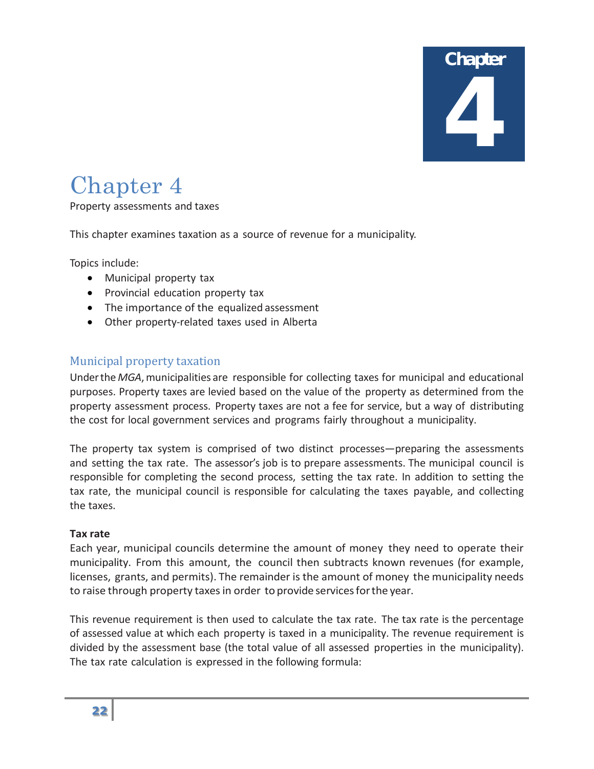# Chapter 4

Property assessments and taxes

This chapter examines taxation as a source of revenue for a municipality.

Topics include:

- Municipal property tax
- Provincial education property tax
- The importance of the equalized assessment
- Other property-related taxes used in Alberta

## Municipal property taxation

Under the *MGA*, municipalities are responsible for collecting taxes for municipal and educational purposes. Property taxes are levied based on the value of the property as determined from the property assessment process. Property taxes are not a fee for service, but a way of distributing the cost for local government services and programs fairly throughout a municipality.

The property tax system is comprised of two distinct processes—preparing the assessments and setting the tax rate. The assessor's job is to prepare assessments. The municipal council is responsible for completing the second process, setting the tax rate. In addition to setting the tax rate, the municipal council is responsible for calculating the taxes payable, and collecting the taxes.

**Tax rate**

Each year, municipal councils determine the amount of money they need to operate their municipality. From this amount, the council then subtracts known revenues (for example, licenses, grants, and permits). The remainder is the amount of money the municipality needs to raise through property taxes in order to provide services for the year.

This revenue requirement is then used to calculate the tax rate. The tax rate is the percentage of assessed value at which each property is taxed in a municipality. The revenue requirement is divided by the assessment base (the total value of all assessed properties in the municipality). The tax rate calculation is expressed in the following formula: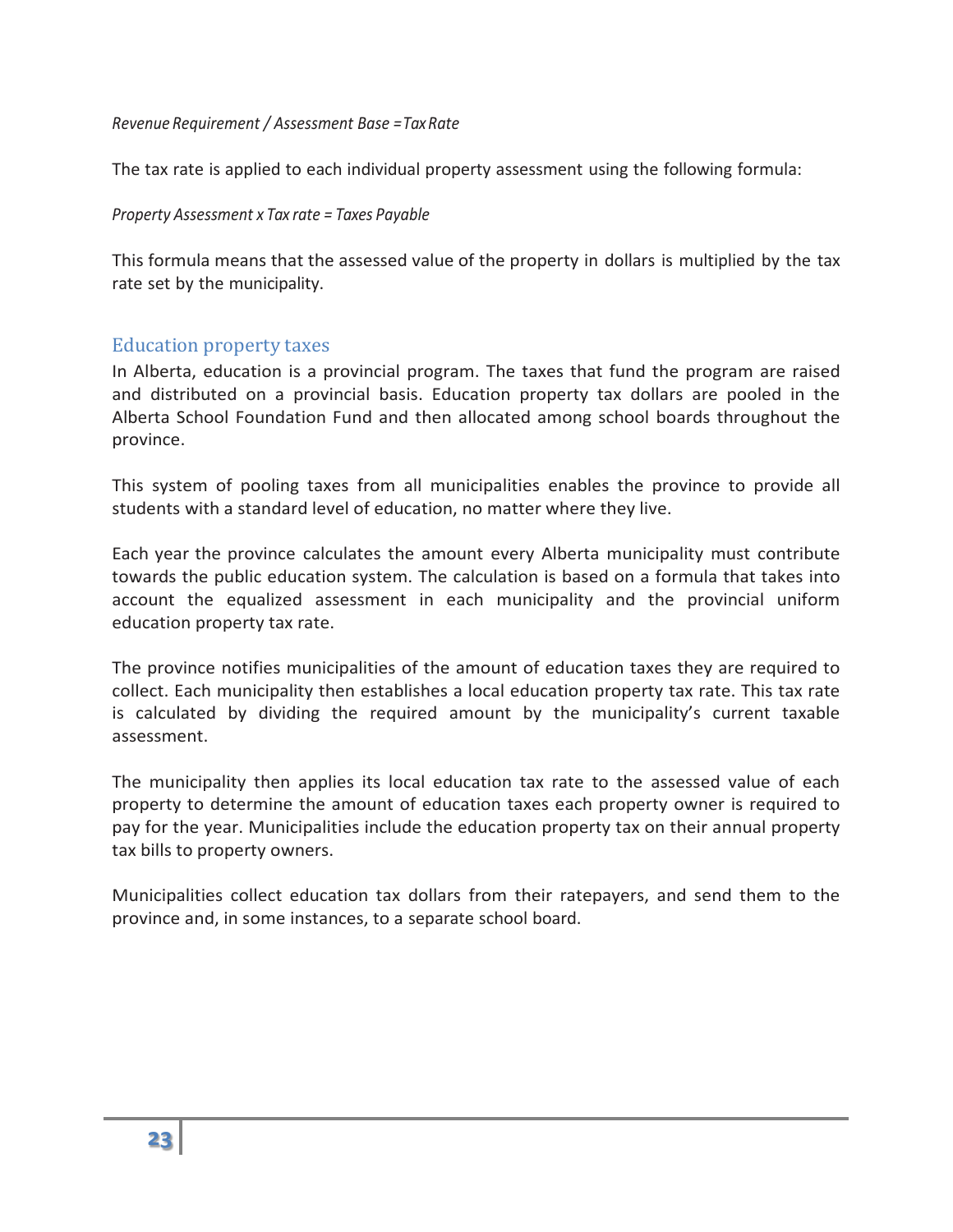*Revenue Requirement / Assessment Base =Tax Rate*

The tax rate is applied to each individual property assessment using the following formula:

*Property Assessment x Tax rate = Taxes Payable*

This formula means that the assessed value of the property in dollars is multiplied by the tax rate set by the municipality.

## Education property taxes

In Alberta, education is a provincial program. The taxes that fund the program are raised and distributed on a provincial basis. Education property tax dollars are pooled in the Alberta School Foundation Fund and then allocated among school boards throughout the province.

This system of pooling taxes from all municipalities enables the province to provide all students with a standard level of education, no matter where they live.

Each year the province calculates the amount every Alberta municipality must contribute towards the public education system. The calculation is based on a formula that takes into account the equalized assessment in each municipality and the provincial uniform education property tax rate.

The province notifies municipalities of the amount of education taxes they are required to collect. Each municipality then establishes a local education property tax rate. This tax rate is calculated by dividing the required amount by the municipality's current taxable assessment.

The municipality then applies its local education tax rate to the assessed value of each property to determine the amount of education taxes each property owner is required to pay for the year. Municipalities include the education property tax on their annual property tax bills to property owners.

Municipalities collect education tax dollars from their ratepayers, and send them to the province and, in some instances, to a separate school board.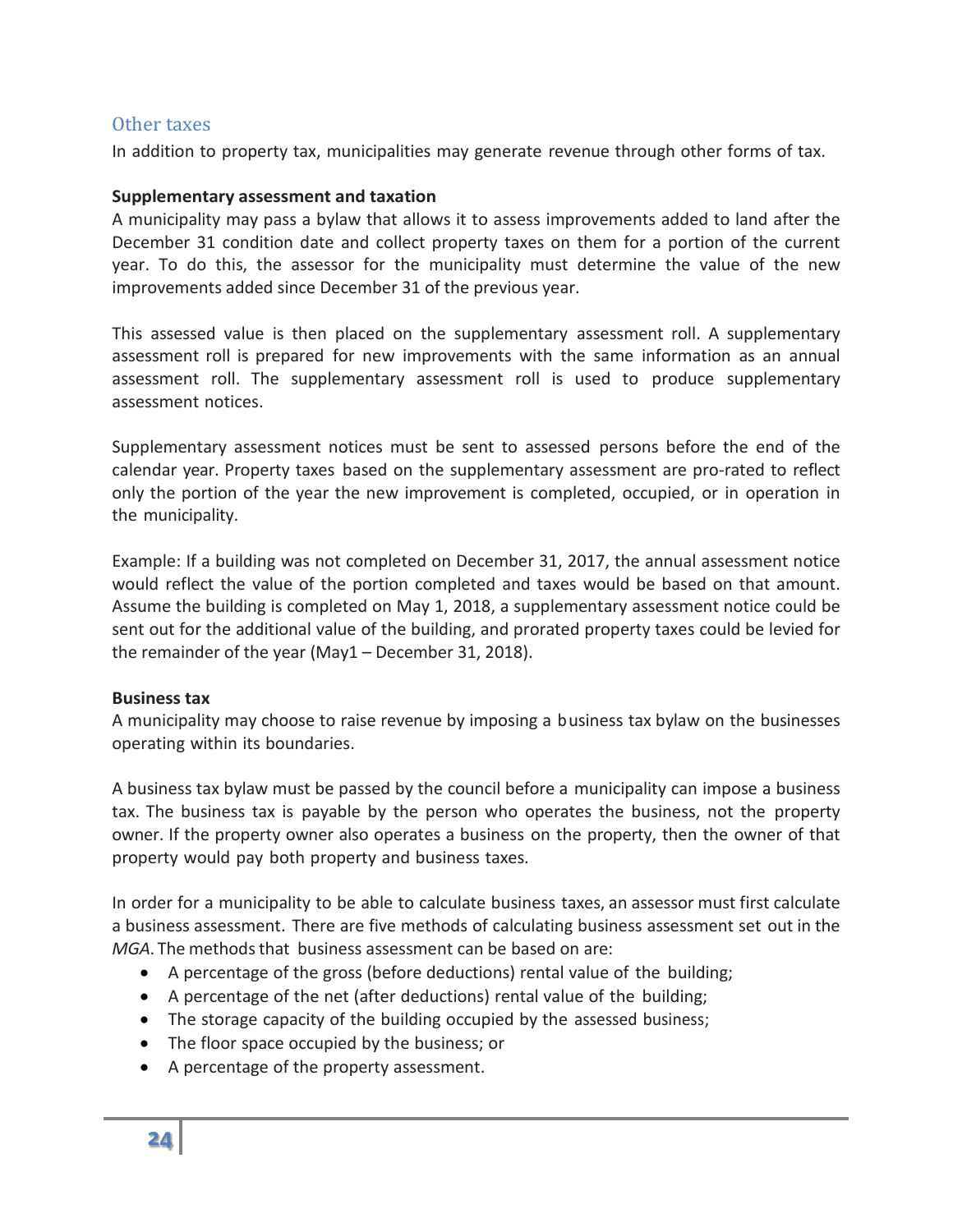## Other taxes

In addition to property tax, municipalities may generate revenue through other forms of tax.

**Supplementary assessment and taxation**

A municipality may pass a bylaw that allows it to assess improvements added to land after the December 31 condition date and collect property taxes on them for a portion of the current year. To do this, the assessor for the municipality must determine the value of the new improvements added since December 31 of the previous year.

This assessed value is then placed on the supplementary assessment roll. A supplementary assessment roll is prepared for new improvements with the same information as an annual assessment roll. The supplementary assessment roll is used to produce supplementary assessment notices.

Supplementary assessment notices must be sent to assessed persons before the end of the calendar year. Property taxes based on the supplementary assessment are pro-rated to reflect only the portion of the year the new improvement is completed, occupied, or in operation in the municipality.

Example: If a building was not completed on December 31, 2017, the annual assessment notice would reflect the value of the portion completed and taxes would be based on that amount. Assume the building is completed on May 1, 2018, a supplementary assessment notice could be sent out for the additional value of the building, and prorated property taxes could be levied for the remainder of the year (May1 – December 31, 2018).

**Business tax**

A municipality may choose to raise revenue by imposing a business tax bylaw on the businesses operating within its boundaries.

A business tax bylaw must be passed by the council before a municipality can impose a business tax. The business tax is payable by the person who operates the business, not the property owner. If the property owner also operates a business on the property, then the owner of that property would pay both property and business taxes.

In order for a municipality to be able to calculate business taxes, an assessor must first calculate a business assessment. There are five methods of calculating business assessment set out in the *MGA*. The methods that business assessment can be based on are:

- A percentage of the gross (before deductions) rental value of the building;
- A percentage of the net (after deductions) rental value of the building;
- The storage capacity of the building occupied by the assessed business;
- The floor space occupied by the business; or
- A percentage of the property assessment.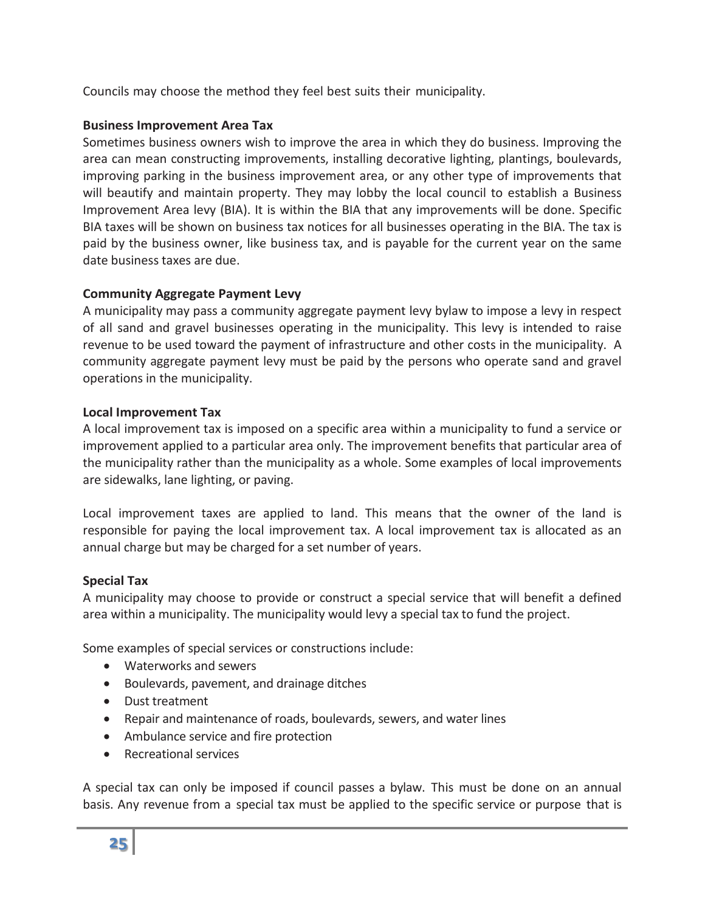Councils may choose the method they feel best suits their municipality.

**Business Improvement Area Tax**

Sometimes business owners wish to improve the area in which they do business. Improving the area can mean constructing improvements, installing decorative lighting, plantings, boulevards, improving parking in the business improvement area, or any other type of improvements that will beautify and maintain property. They may lobby the local council to establish a Business Improvement Area levy (BIA). It is within the BIA that any improvements will be done. Specific BIA taxes will be shown on business tax notices for all businesses operating in the BIA. The tax is paid by the business owner, like business tax, and is payable for the current year on the same date business taxes are due.

**Community Aggregate Payment Levy**

A municipality may pass a community aggregate payment levy bylaw to impose a levy in respect of all sand and gravel businesses operating in the municipality. This levy is intended to raise revenue to be used toward the payment of infrastructure and other costs in the municipality. A community aggregate payment levy must be paid by the persons who operate sand and gravel operations in the municipality.

**Local Improvement Tax**

A local improvement tax is imposed on a specific area within a municipality to fund a service or improvement applied to a particular area only. The improvement benefits that particular area of the municipality rather than the municipality as a whole. Some examples of local improvements are sidewalks, lane lighting, or paving.

Local improvement taxes are applied to land. This means that the owner of the land is responsible for paying the local improvement tax. A local improvement tax is allocated as an annual charge but may be charged for a set number of years.

**Special Tax**

A municipality may choose to provide or construct a special service that will benefit a defined area within a municipality. The municipality would levy a special tax to fund the project.

Some examples of special services or constructions include:

- Waterworks and sewers
- Boulevards, pavement, and drainage ditches
- Dust treatment
- Repair and maintenance of roads, boulevards, sewers, and water lines
- Ambulance service and fire protection
- Recreational services

A special tax can only be imposed if council passes a bylaw. This must be done on an annual basis. Any revenue from a special tax must be applied to the specific service or purpose that is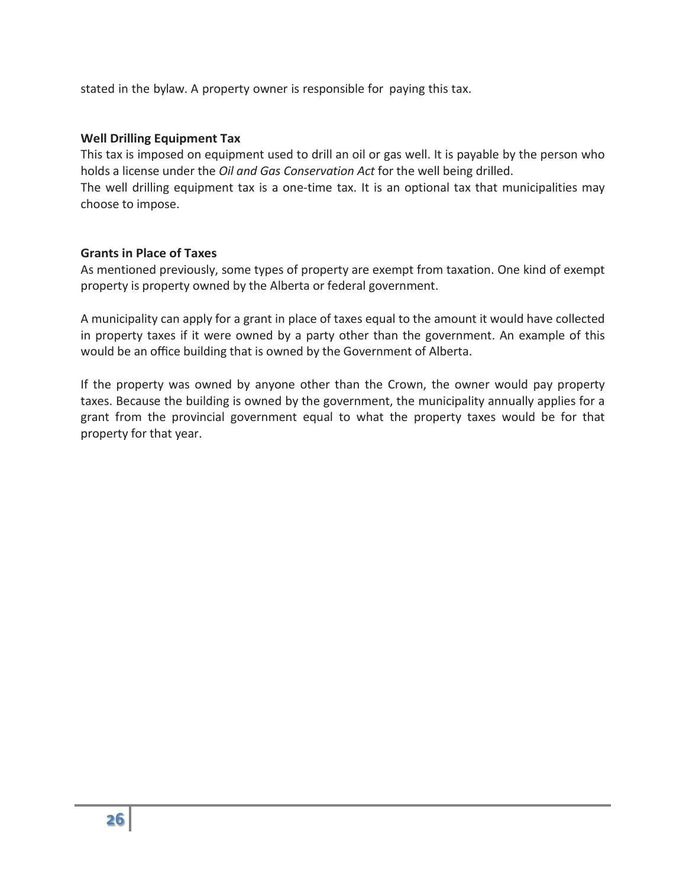stated in the bylaw. A property owner is responsible for paying this tax.

### Well Drilling Equipment Tax

This tax is imposed on equipment used to drill an oil or gas well. It is payable by the person who holds a license under the *Oil and Gas Conservation Act* for the well being drilled.
The well drilling equipment tax is a one-time tax. It is an optional tax that municipalities may choose to impose.

### Grants in Place of Taxes

As mentioned previously, some types of property are exempt from taxation. One kind of exempt property is property owned by the Alberta or federal government.

A municipality can apply for a grant in place of taxes equal to the amount it would have collected in property taxes if it were owned by a party other than the government. An example of this would be an office building that is owned by the Government of Alberta.

If the property was owned by anyone other than the Crown, the owner would pay property taxes. Because the building is owned by the government, the municipality annually applies for a grant from the provincial government equal to what the property taxes would be for that property for that year.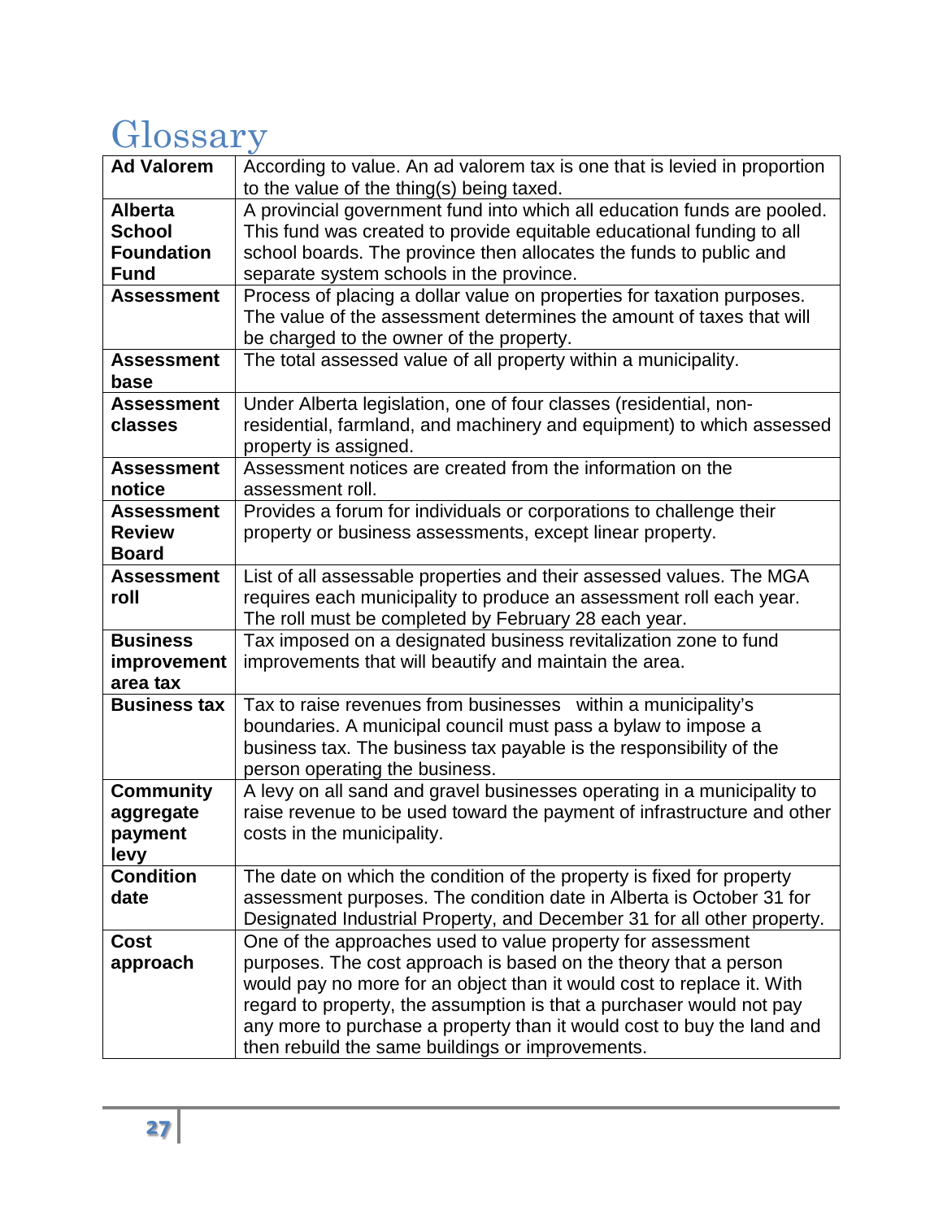# Glossary

| | |
|---|---|
| **Ad Valorem** | According to value. An ad valorem tax is one that is levied in proportion to the value of the thing(s) being taxed. |
| **Alberta School Foundation Fund** | A provincial government fund into which all education funds are pooled. This fund was created to provide equitable educational funding to all school boards. The province then allocates the funds to public and separate system schools in the province. |
| **Assessment** | Process of placing a dollar value on properties for taxation purposes. The value of the assessment determines the amount of taxes that will be charged to the owner of the property. |
| **Assessment base** | The total assessed value of all property within a municipality. |
| **Assessment classes** | Under Alberta legislation, one of four classes (residential, non-residential, farmland, and machinery and equipment) to which assessed property is assigned. |
| **Assessment notice** | Assessment notices are created from the information on the assessment roll. |
| **Assessment Review Board** | Provides a forum for individuals or corporations to challenge their property or business assessments, except linear property. |
| **Assessment roll** | List of all assessable properties and their assessed values. The MGA requires each municipality to produce an assessment roll each year. The roll must be completed by February 28 each year. |
| **Business improvement area tax** | Tax imposed on a designated business revitalization zone to fund improvements that will beautify and maintain the area. |
| **Business tax** | Tax to raise revenues from businesses within a municipality's boundaries. A municipal council must pass a bylaw to impose a business tax. The business tax payable is the responsibility of the person operating the business. |
| **Community aggregate payment levy** | A levy on all sand and gravel businesses operating in a municipality to raise revenue to be used toward the payment of infrastructure and other costs in the municipality. |
| **Condition date** | The date on which the condition of the property is fixed for property assessment purposes. The condition date in Alberta is October 31 for Designated Industrial Property, and December 31 for all other property. |
| **Cost approach** | One of the approaches used to value property for assessment purposes. The cost approach is based on the theory that a person would pay no more for an object than it would cost to replace it. With regard to property, the assumption is that a purchaser would not pay any more to purchase a property than it would cost to buy the land and then rebuild the same buildings or improvements. |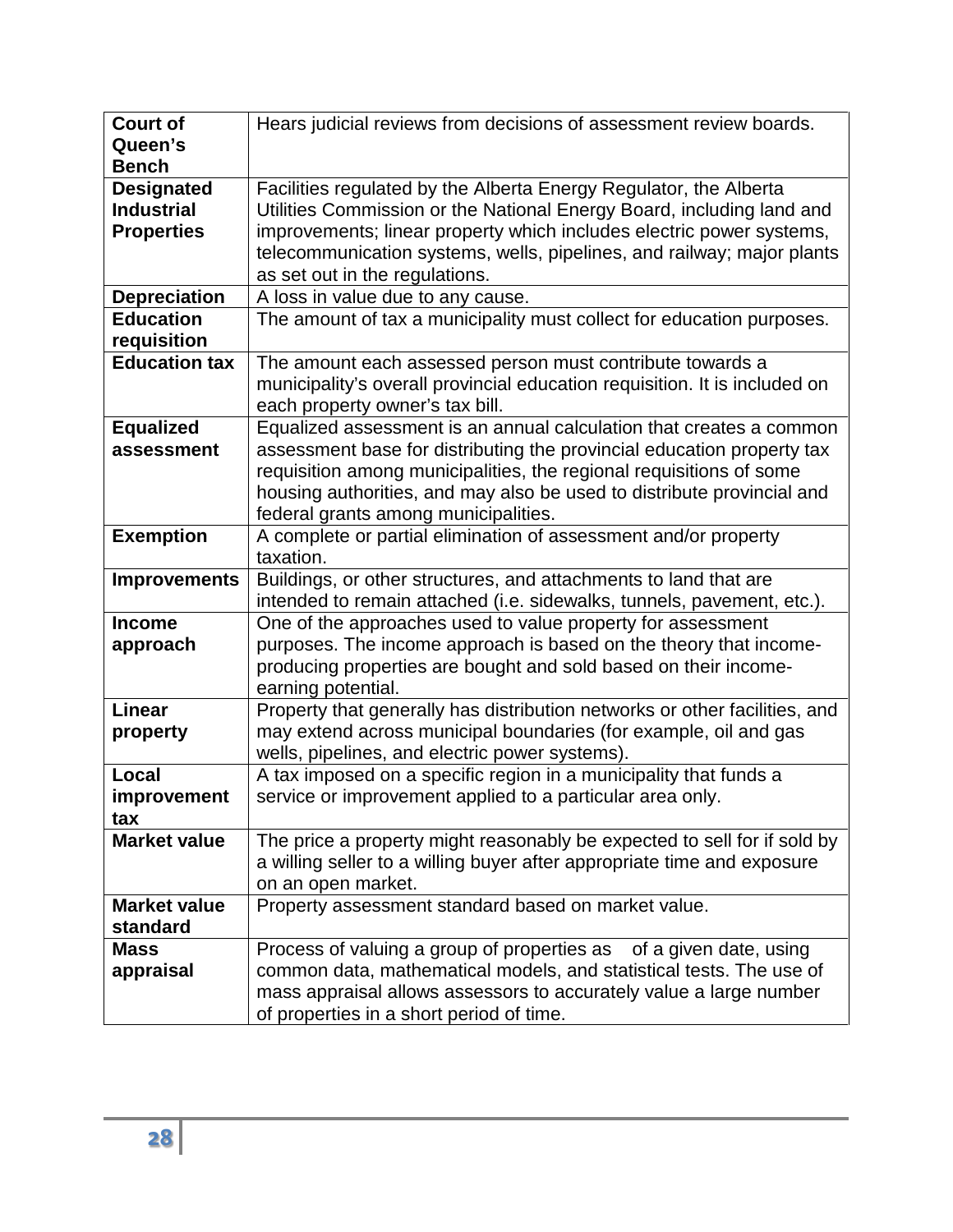| | |
|---|---|
| **Court of Queen's Bench** | Hears judicial reviews from decisions of assessment review boards. |
| **Designated Industrial Properties** | Facilities regulated by the Alberta Energy Regulator, the Alberta Utilities Commission or the National Energy Board, including land and improvements; linear property which includes electric power systems, telecommunication systems, wells, pipelines, and railway; major plants as set out in the regulations. |
| **Depreciation** | A loss in value due to any cause. |
| **Education requisition** | The amount of tax a municipality must collect for education purposes. |
| **Education tax** | The amount each assessed person must contribute towards a municipality's overall provincial education requisition. It is included on each property owner's tax bill. |
| **Equalized assessment** | Equalized assessment is an annual calculation that creates a common assessment base for distributing the provincial education property tax requisition among municipalities, the regional requisitions of some housing authorities, and may also be used to distribute provincial and federal grants among municipalities. |
| **Exemption** | A complete or partial elimination of assessment and/or property taxation. |
| **Improvements** | Buildings, or other structures, and attachments to land that are intended to remain attached (i.e. sidewalks, tunnels, pavement, etc.). |
| **Income approach** | One of the approaches used to value property for assessment purposes. The income approach is based on the theory that income-producing properties are bought and sold based on their income-earning potential. |
| **Linear property** | Property that generally has distribution networks or other facilities, and may extend across municipal boundaries (for example, oil and gas wells, pipelines, and electric power systems). |
| **Local improvement tax** | A tax imposed on a specific region in a municipality that funds a service or improvement applied to a particular area only. |
| **Market value** | The price a property might reasonably be expected to sell for if sold by a willing seller to a willing buyer after appropriate time and exposure on an open market. |
| **Market value standard** | Property assessment standard based on market value. |
| **Mass appraisal** | Process of valuing a group of properties as of a given date, using common data, mathematical models, and statistical tests. The use of mass appraisal allows assessors to accurately value a large number of properties in a short period of time. |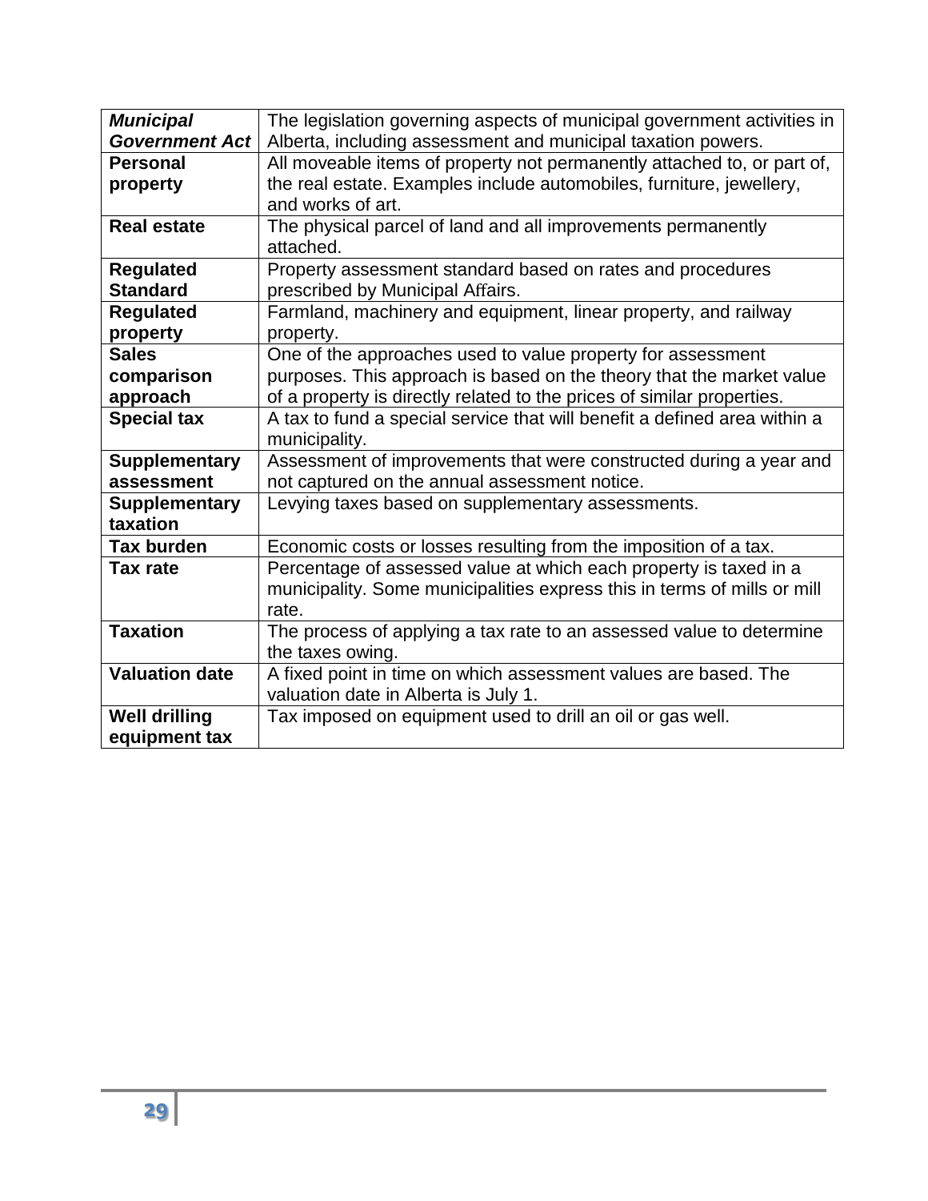| | |
|---|---|
| ***Municipal Government Act*** | The legislation governing aspects of municipal government activities in Alberta, including assessment and municipal taxation powers. |
| **Personal property** | All moveable items of property not permanently attached to, or part of, the real estate. Examples include automobiles, furniture, jewellery, and works of art. |
| **Real estate** | The physical parcel of land and all improvements permanently attached. |
| **Regulated Standard** | Property assessment standard based on rates and procedures prescribed by Municipal Affairs. |
| **Regulated property** | Farmland, machinery and equipment, linear property, and railway property. |
| **Sales comparison approach** | One of the approaches used to value property for assessment purposes. This approach is based on the theory that the market value of a property is directly related to the prices of similar properties. |
| **Special tax** | A tax to fund a special service that will benefit a defined area within a municipality. |
| **Supplementary assessment** | Assessment of improvements that were constructed during a year and not captured on the annual assessment notice. |
| **Supplementary taxation** | Levying taxes based on supplementary assessments. |
| **Tax burden** | Economic costs or losses resulting from the imposition of a tax. |
| **Tax rate** | Percentage of assessed value at which each property is taxed in a municipality. Some municipalities express this in terms of mills or mill rate. |
| **Taxation** | The process of applying a tax rate to an assessed value to determine the taxes owing. |
| **Valuation date** | A fixed point in time on which assessment values are based. The valuation date in Alberta is July 1. |
| **Well drilling equipment tax** | Tax imposed on equipment used to drill an oil or gas well. |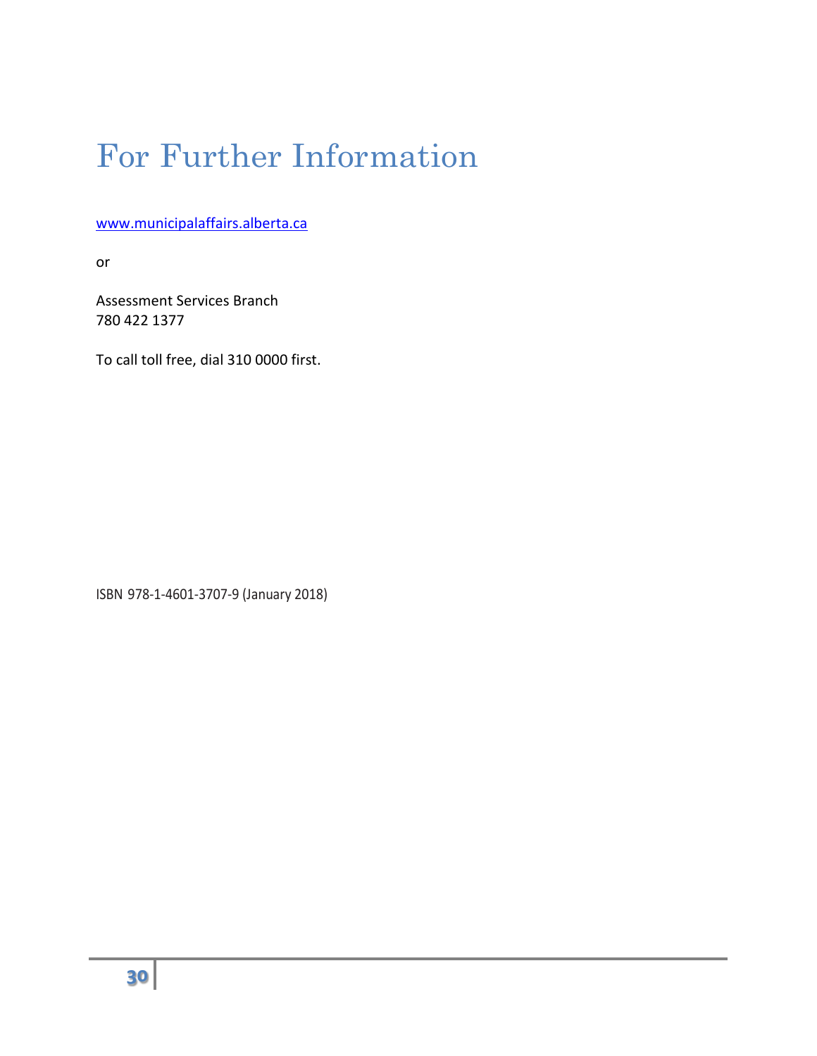# For Further Information

[www.municipalaffairs.alberta.ca](http://www.municipalaffairs.alberta.ca)

or

Assessment Services Branch
780 422 1377

To call toll free, dial 310 0000 first.

ISBN 978-1-4601-3707-9 (January 2018)